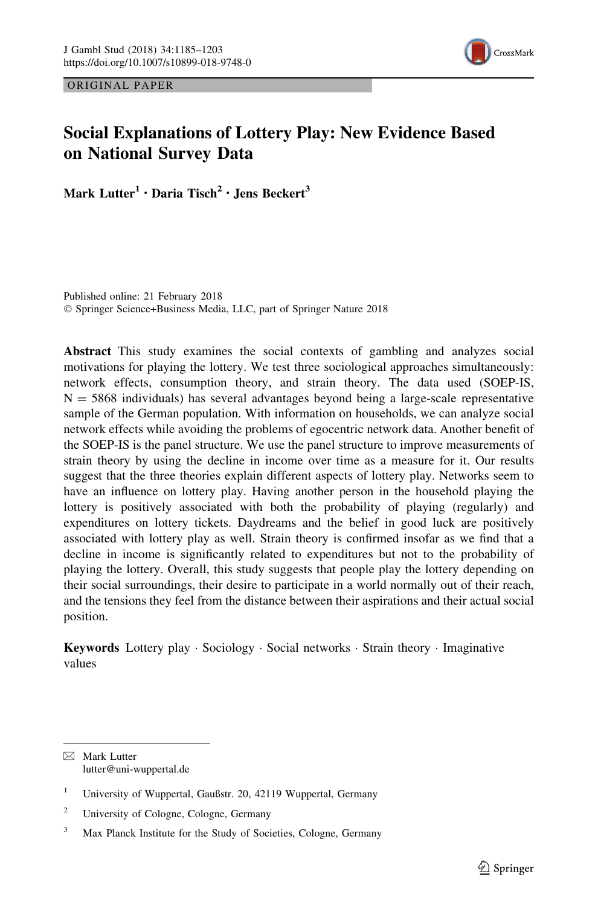ORIGINAL PAPER

# Social Explanations of Lottery Play: New Evidence Based on National Survey Data

**Mark Lutter[1] · Daria Tisch[2] · Jens Beckert[3]**

Published online: 21 February 2018
© Springer Science+Business Media, LLC, part of Springer Nature 2018

**Abstract** This study examines the social contexts of gambling and analyzes social motivations for playing the lottery. We test three sociological approaches simultaneously: network effects, consumption theory, and strain theory. The data used (SOEP-IS, N = 5868 individuals) has several advantages beyond being a large-scale representative sample of the German population. With information on households, we can analyze social network effects while avoiding the problems of egocentric network data. Another benefit of the SOEP-IS is the panel structure. We use the panel structure to improve measurements of strain theory by using the decline in income over time as a measure for it. Our results suggest that the three theories explain different aspects of lottery play. Networks seem to have an influence on lottery play. Having another person in the household playing the lottery is positively associated with both the probability of playing (regularly) and expenditures on lottery tickets. Daydreams and the belief in good luck are positively associated with lottery play as well. Strain theory is confirmed insofar as we find that a decline in income is significantly related to expenditures but not to the probability of playing the lottery. Overall, this study suggests that people play the lottery depending on their social surroundings, their desire to participate in a world normally out of their reach, and the tensions they feel from the distance between their aspirations and their actual social position.

**Keywords** Lottery play · Sociology · Social networks · Strain theory · Imaginative values

---

✉ Mark Lutter
lutter@uni-wuppertal.de

[1] University of Wuppertal, Gaußstr. 20, 42119 Wuppertal, Germany

[2] University of Cologne, Cologne, Germany

[3] Max Planck Institute for the Study of Societies, Cologne, Germany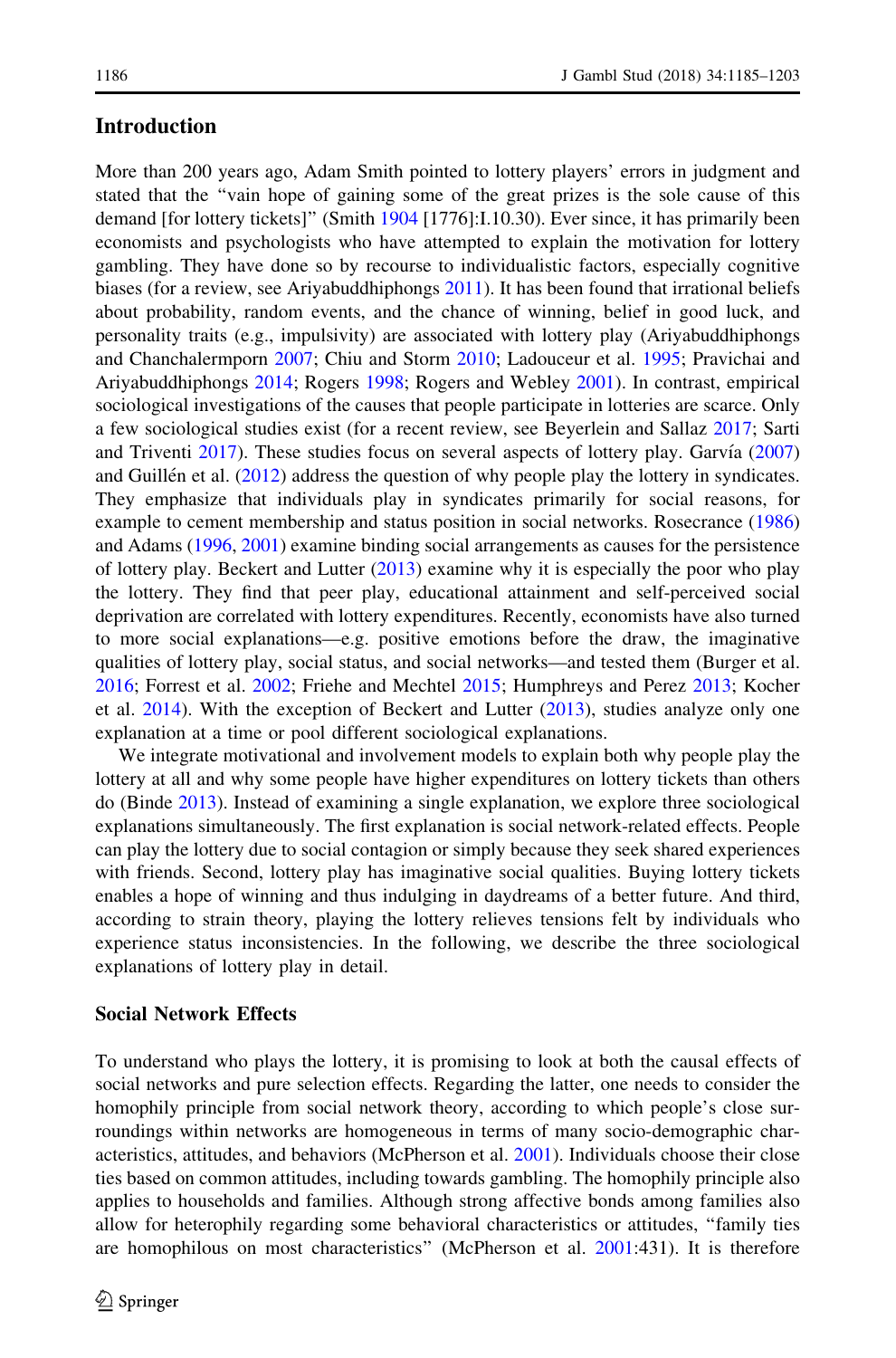## Introduction

More than 200 years ago, Adam Smith pointed to lottery players' errors in judgment and stated that the "vain hope of gaining some of the great prizes is the sole cause of this demand [for lottery tickets]" (Smith 1904 [1776]:I.10.30). Ever since, it has primarily been economists and psychologists who have attempted to explain the motivation for lottery gambling. They have done so by recourse to individualistic factors, especially cognitive biases (for a review, see Ariyabuddhiphongs 2011). It has been found that irrational beliefs about probability, random events, and the chance of winning, belief in good luck, and personality traits (e.g., impulsivity) are associated with lottery play (Ariyabuddhiphongs and Chanchalermporn 2007; Chiu and Storm 2010; Ladouceur et al. 1995; Pravichai and Ariyabuddhiphongs 2014; Rogers 1998; Rogers and Webley 2001). In contrast, empirical sociological investigations of the causes that people participate in lotteries are scarce. Only a few sociological studies exist (for a recent review, see Beyerlein and Sallaz 2017; Sarti and Triventi 2017). These studies focus on several aspects of lottery play. Garvía (2007) and Guillén et al. (2012) address the question of why people play the lottery in syndicates. They emphasize that individuals play in syndicates primarily for social reasons, for example to cement membership and status position in social networks. Rosecrance (1986) and Adams (1996, 2001) examine binding social arrangements as causes for the persistence of lottery play. Beckert and Lutter (2013) examine why it is especially the poor who play the lottery. They find that peer play, educational attainment and self-perceived social deprivation are correlated with lottery expenditures. Recently, economists have also turned to more social explanations—e.g. positive emotions before the draw, the imaginative qualities of lottery play, social status, and social networks—and tested them (Burger et al. 2016; Forrest et al. 2002; Friehe and Mechtel 2015; Humphreys and Perez 2013; Kocher et al. 2014). With the exception of Beckert and Lutter (2013), studies analyze only one explanation at a time or pool different sociological explanations.

We integrate motivational and involvement models to explain both why people play the lottery at all and why some people have higher expenditures on lottery tickets than others do (Binde 2013). Instead of examining a single explanation, we explore three sociological explanations simultaneously. The first explanation is social network-related effects. People can play the lottery due to social contagion or simply because they seek shared experiences with friends. Second, lottery play has imaginative social qualities. Buying lottery tickets enables a hope of winning and thus indulging in daydreams of a better future. And third, according to strain theory, playing the lottery relieves tensions felt by individuals who experience status inconsistencies. In the following, we describe the three sociological explanations of lottery play in detail.

### Social Network Effects

To understand who plays the lottery, it is promising to look at both the causal effects of social networks and pure selection effects. Regarding the latter, one needs to consider the homophily principle from social network theory, according to which people's close surroundings within networks are homogeneous in terms of many socio-demographic characteristics, attitudes, and behaviors (McPherson et al. 2001). Individuals choose their close ties based on common attitudes, including towards gambling. The homophily principle also applies to households and families. Although strong affective bonds among families also allow for heterophily regarding some behavioral characteristics or attitudes, "family ties are homophilous on most characteristics" (McPherson et al. 2001:431). It is therefore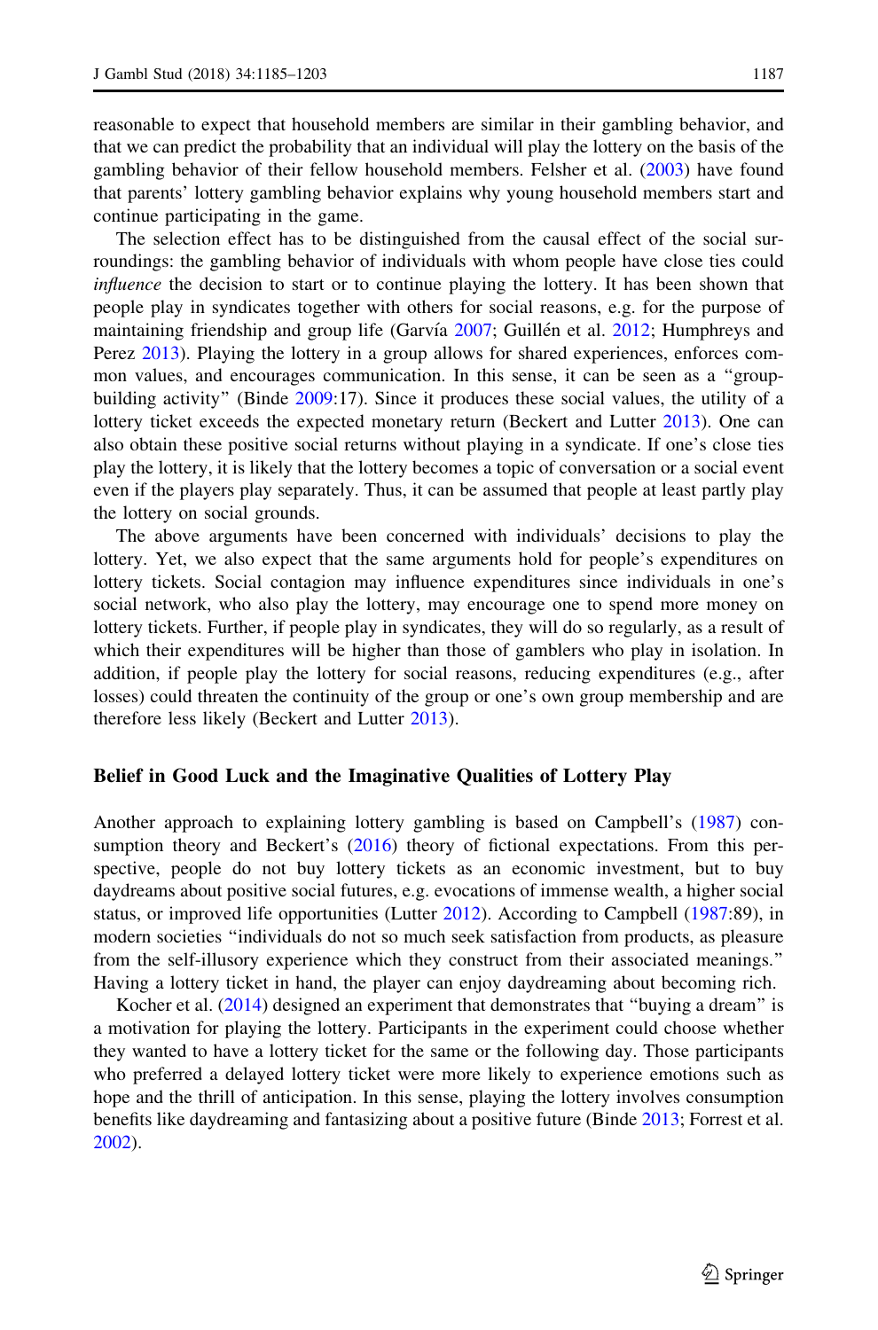reasonable to expect that household members are similar in their gambling behavior, and that we can predict the probability that an individual will play the lottery on the basis of the gambling behavior of their fellow household members. Felsher et al. (2003) have found that parents' lottery gambling behavior explains why young household members start and continue participating in the game.

The selection effect has to be distinguished from the causal effect of the social surroundings: the gambling behavior of individuals with whom people have close ties could *influence* the decision to start or to continue playing the lottery. It has been shown that people play in syndicates together with others for social reasons, e.g. for the purpose of maintaining friendship and group life (Garvía 2007; Guillén et al. 2012; Humphreys and Perez 2013). Playing the lottery in a group allows for shared experiences, enforces common values, and encourages communication. In this sense, it can be seen as a "group-building activity" (Binde 2009:17). Since it produces these social values, the utility of a lottery ticket exceeds the expected monetary return (Beckert and Lutter 2013). One can also obtain these positive social returns without playing in a syndicate. If one's close ties play the lottery, it is likely that the lottery becomes a topic of conversation or a social event even if the players play separately. Thus, it can be assumed that people at least partly play the lottery on social grounds.

The above arguments have been concerned with individuals' decisions to play the lottery. Yet, we also expect that the same arguments hold for people's expenditures on lottery tickets. Social contagion may influence expenditures since individuals in one's social network, who also play the lottery, may encourage one to spend more money on lottery tickets. Further, if people play in syndicates, they will do so regularly, as a result of which their expenditures will be higher than those of gamblers who play in isolation. In addition, if people play the lottery for social reasons, reducing expenditures (e.g., after losses) could threaten the continuity of the group or one's own group membership and are therefore less likely (Beckert and Lutter 2013).

## Belief in Good Luck and the Imaginative Qualities of Lottery Play

Another approach to explaining lottery gambling is based on Campbell's (1987) consumption theory and Beckert's (2016) theory of fictional expectations. From this perspective, people do not buy lottery tickets as an economic investment, but to buy daydreams about positive social futures, e.g. evocations of immense wealth, a higher social status, or improved life opportunities (Lutter 2012). According to Campbell (1987:89), in modern societies "individuals do not so much seek satisfaction from products, as pleasure from the self-illusory experience which they construct from their associated meanings." Having a lottery ticket in hand, the player can enjoy daydreaming about becoming rich.

Kocher et al. (2014) designed an experiment that demonstrates that "buying a dream" is a motivation for playing the lottery. Participants in the experiment could choose whether they wanted to have a lottery ticket for the same or the following day. Those participants who preferred a delayed lottery ticket were more likely to experience emotions such as hope and the thrill of anticipation. In this sense, playing the lottery involves consumption benefits like daydreaming and fantasizing about a positive future (Binde 2013; Forrest et al. 2002).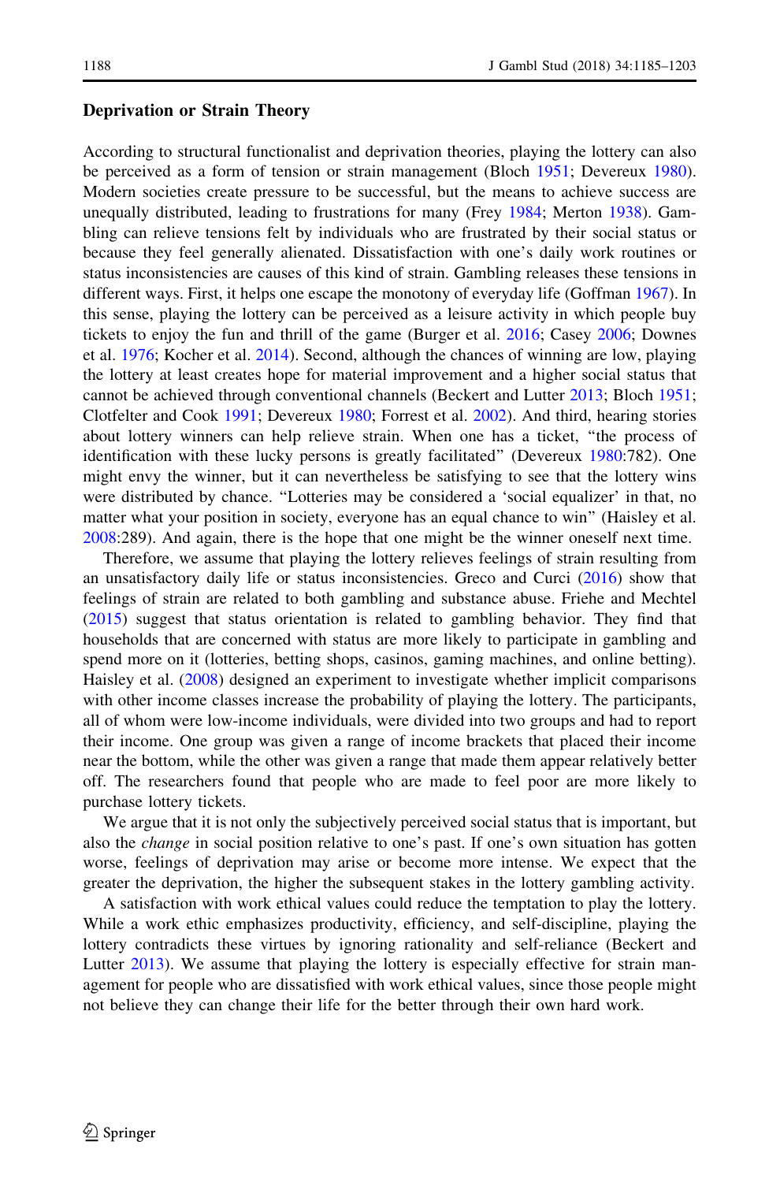### Deprivation or Strain Theory

According to structural functionalist and deprivation theories, playing the lottery can also be perceived as a form of tension or strain management (Bloch 1951; Devereux 1980). Modern societies create pressure to be successful, but the means to achieve success are unequally distributed, leading to frustrations for many (Frey 1984; Merton 1938). Gambling can relieve tensions felt by individuals who are frustrated by their social status or because they feel generally alienated. Dissatisfaction with one's daily work routines or status inconsistencies are causes of this kind of strain. Gambling releases these tensions in different ways. First, it helps one escape the monotony of everyday life (Goffman 1967). In this sense, playing the lottery can be perceived as a leisure activity in which people buy tickets to enjoy the fun and thrill of the game (Burger et al. 2016; Casey 2006; Downes et al. 1976; Kocher et al. 2014). Second, although the chances of winning are low, playing the lottery at least creates hope for material improvement and a higher social status that cannot be achieved through conventional channels (Beckert and Lutter 2013; Bloch 1951; Clotfelter and Cook 1991; Devereux 1980; Forrest et al. 2002). And third, hearing stories about lottery winners can help relieve strain. When one has a ticket, "the process of identification with these lucky persons is greatly facilitated" (Devereux 1980:782). One might envy the winner, but it can nevertheless be satisfying to see that the lottery wins were distributed by chance. "Lotteries may be considered a 'social equalizer' in that, no matter what your position in society, everyone has an equal chance to win" (Haisley et al. 2008:289). And again, there is the hope that one might be the winner oneself next time.

Therefore, we assume that playing the lottery relieves feelings of strain resulting from an unsatisfactory daily life or status inconsistencies. Greco and Curci (2016) show that feelings of strain are related to both gambling and substance abuse. Friehe and Mechtel (2015) suggest that status orientation is related to gambling behavior. They find that households that are concerned with status are more likely to participate in gambling and spend more on it (lotteries, betting shops, casinos, gaming machines, and online betting). Haisley et al. (2008) designed an experiment to investigate whether implicit comparisons with other income classes increase the probability of playing the lottery. The participants, all of whom were low-income individuals, were divided into two groups and had to report their income. One group was given a range of income brackets that placed their income near the bottom, while the other was given a range that made them appear relatively better off. The researchers found that people who are made to feel poor are more likely to purchase lottery tickets.

We argue that it is not only the subjectively perceived social status that is important, but also the *change* in social position relative to one's past. If one's own situation has gotten worse, feelings of deprivation may arise or become more intense. We expect that the greater the deprivation, the higher the subsequent stakes in the lottery gambling activity.

A satisfaction with work ethical values could reduce the temptation to play the lottery. While a work ethic emphasizes productivity, efficiency, and self-discipline, playing the lottery contradicts these virtues by ignoring rationality and self-reliance (Beckert and Lutter 2013). We assume that playing the lottery is especially effective for strain management for people who are dissatisfied with work ethical values, since those people might not believe they can change their life for the better through their own hard work.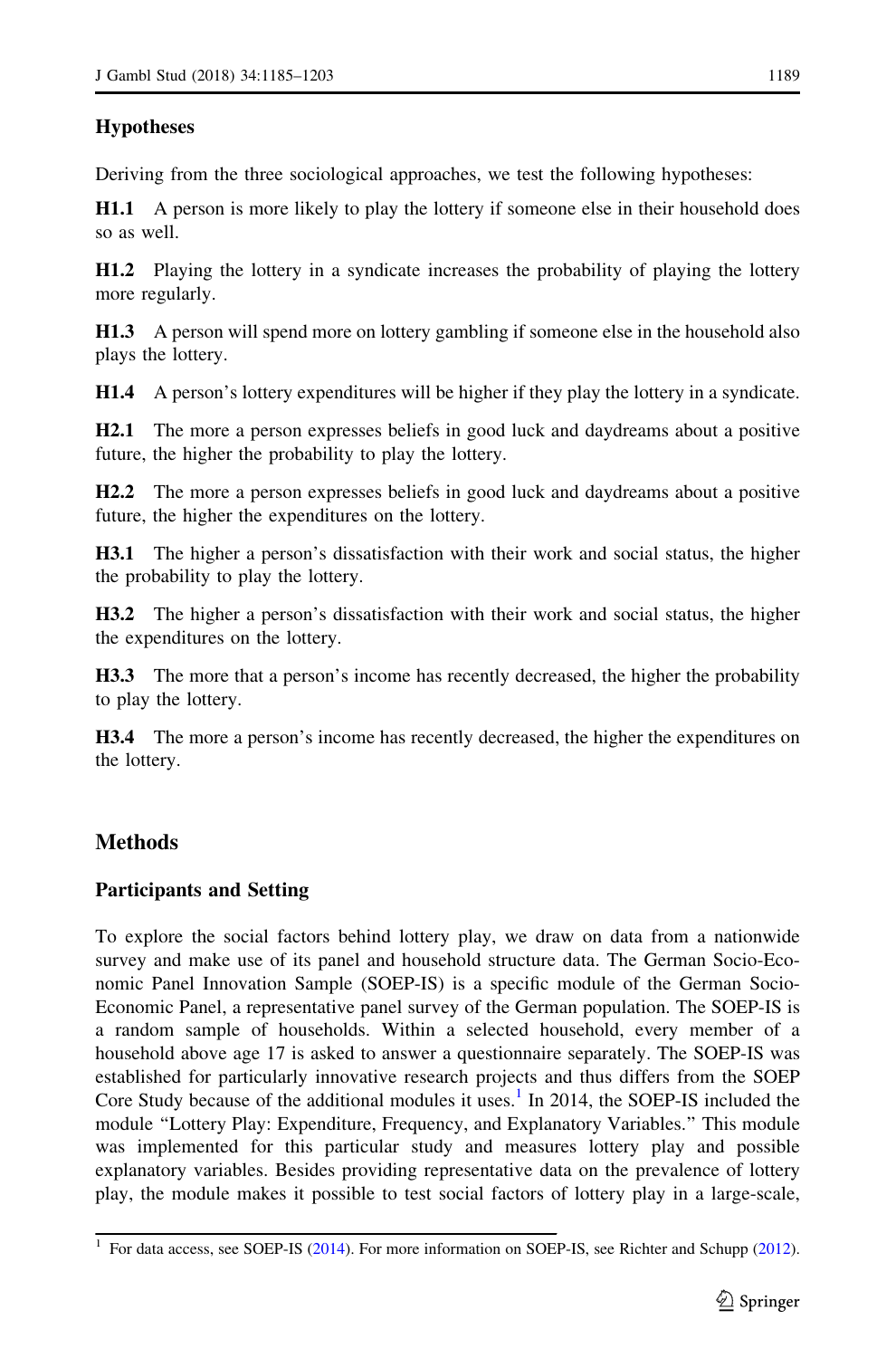### Hypotheses

Deriving from the three sociological approaches, we test the following hypotheses:

**H1.1** A person is more likely to play the lottery if someone else in their household does so as well.

**H1.2** Playing the lottery in a syndicate increases the probability of playing the lottery more regularly.

**H1.3** A person will spend more on lottery gambling if someone else in the household also plays the lottery.

**H1.4** A person's lottery expenditures will be higher if they play the lottery in a syndicate.

**H2.1** The more a person expresses beliefs in good luck and daydreams about a positive future, the higher the probability to play the lottery.

**H2.2** The more a person expresses beliefs in good luck and daydreams about a positive future, the higher the expenditures on the lottery.

**H3.1** The higher a person's dissatisfaction with their work and social status, the higher the probability to play the lottery.

**H3.2** The higher a person's dissatisfaction with their work and social status, the higher the expenditures on the lottery.

**H3.3** The more that a person's income has recently decreased, the higher the probability to play the lottery.

**H3.4** The more a person's income has recently decreased, the higher the expenditures on the lottery.

## Methods

### Participants and Setting

To explore the social factors behind lottery play, we draw on data from a nationwide survey and make use of its panel and household structure data. The German Socio-Economic Panel Innovation Sample (SOEP-IS) is a specific module of the German Socio-Economic Panel, a representative panel survey of the German population. The SOEP-IS is a random sample of households. Within a selected household, every member of a household above age 17 is asked to answer a questionnaire separately. The SOEP-IS was established for particularly innovative research projects and thus differs from the SOEP Core Study because of the additional modules it uses.[1] In 2014, the SOEP-IS included the module "Lottery Play: Expenditure, Frequency, and Explanatory Variables." This module was implemented for this particular study and measures lottery play and possible explanatory variables. Besides providing representative data on the prevalence of lottery play, the module makes it possible to test social factors of lottery play in a large-scale,

[1] For data access, see SOEP-IS (2014). For more information on SOEP-IS, see Richter and Schupp (2012).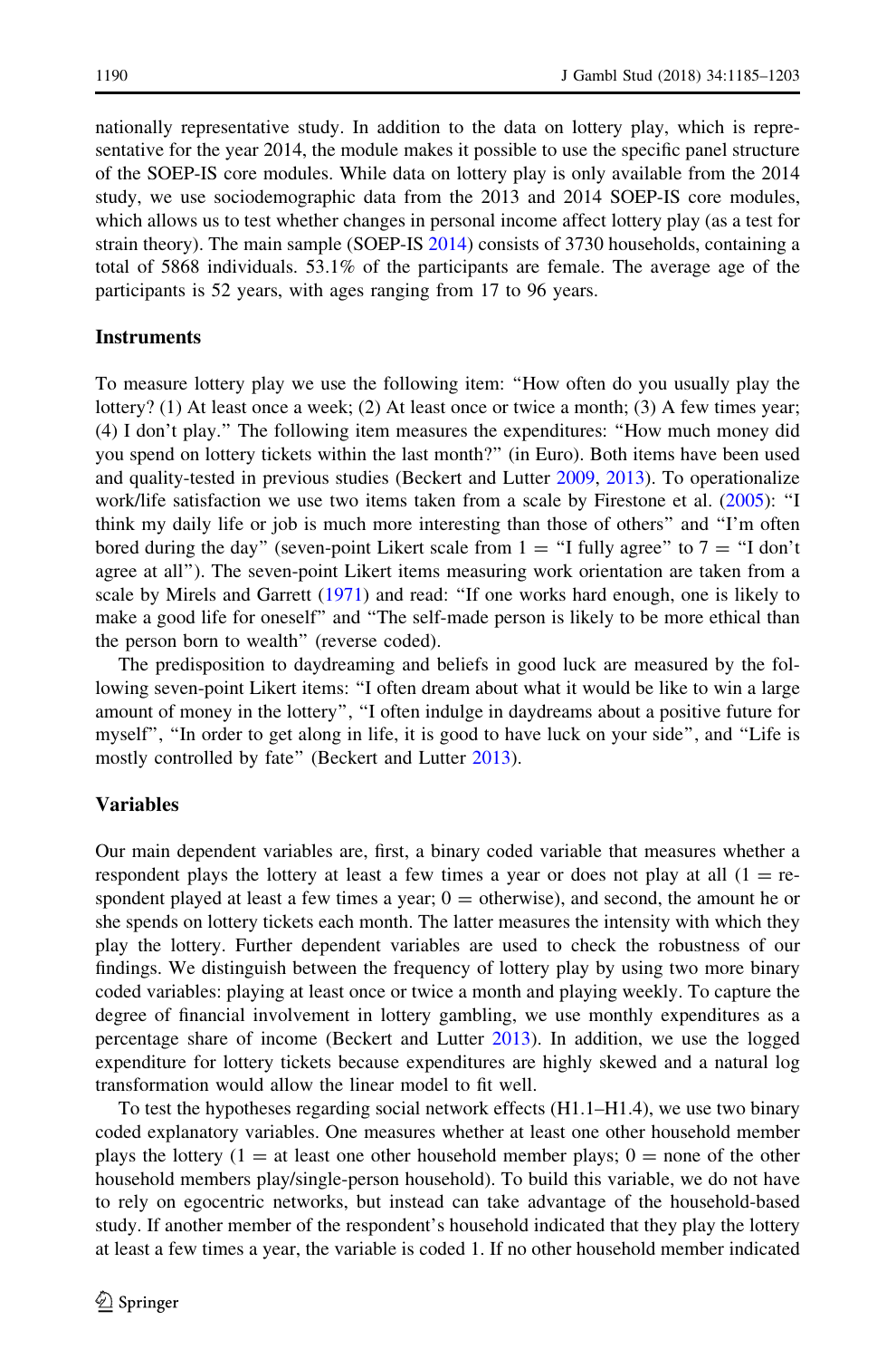nationally representative study. In addition to the data on lottery play, which is representative for the year 2014, the module makes it possible to use the specific panel structure of the SOEP-IS core modules. While data on lottery play is only available from the 2014 study, we use sociodemographic data from the 2013 and 2014 SOEP-IS core modules, which allows us to test whether changes in personal income affect lottery play (as a test for strain theory). The main sample (SOEP-IS 2014) consists of 3730 households, containing a total of 5868 individuals. 53.1% of the participants are female. The average age of the participants is 52 years, with ages ranging from 17 to 96 years.

## Instruments

To measure lottery play we use the following item: "How often do you usually play the lottery? (1) At least once a week; (2) At least once or twice a month; (3) A few times year; (4) I don't play." The following item measures the expenditures: "How much money did you spend on lottery tickets within the last month?" (in Euro). Both items have been used and quality-tested in previous studies (Beckert and Lutter 2009, 2013). To operationalize work/life satisfaction we use two items taken from a scale by Firestone et al. (2005): "I think my daily life or job is much more interesting than those of others" and "I'm often bored during the day" (seven-point Likert scale from 1 = "I fully agree" to 7 = "I don't agree at all"). The seven-point Likert items measuring work orientation are taken from a scale by Mirels and Garrett (1971) and read: "If one works hard enough, one is likely to make a good life for oneself" and "The self-made person is likely to be more ethical than the person born to wealth" (reverse coded).

The predisposition to daydreaming and beliefs in good luck are measured by the following seven-point Likert items: "I often dream about what it would be like to win a large amount of money in the lottery", "I often indulge in daydreams about a positive future for myself", "In order to get along in life, it is good to have luck on your side", and "Life is mostly controlled by fate" (Beckert and Lutter 2013).

## Variables

Our main dependent variables are, first, a binary coded variable that measures whether a respondent plays the lottery at least a few times a year or does not play at all (1 = respondent played at least a few times a year; 0 = otherwise), and second, the amount he or she spends on lottery tickets each month. The latter measures the intensity with which they play the lottery. Further dependent variables are used to check the robustness of our findings. We distinguish between the frequency of lottery play by using two more binary coded variables: playing at least once or twice a month and playing weekly. To capture the degree of financial involvement in lottery gambling, we use monthly expenditures as a percentage share of income (Beckert and Lutter 2013). In addition, we use the logged expenditure for lottery tickets because expenditures are highly skewed and a natural log transformation would allow the linear model to fit well.

To test the hypotheses regarding social network effects (H1.1–H1.4), we use two binary coded explanatory variables. One measures whether at least one other household member plays the lottery (1 = at least one other household member plays; 0 = none of the other household members play/single-person household). To build this variable, we do not have to rely on egocentric networks, but instead can take advantage of the household-based study. If another member of the respondent's household indicated that they play the lottery at least a few times a year, the variable is coded 1. If no other household member indicated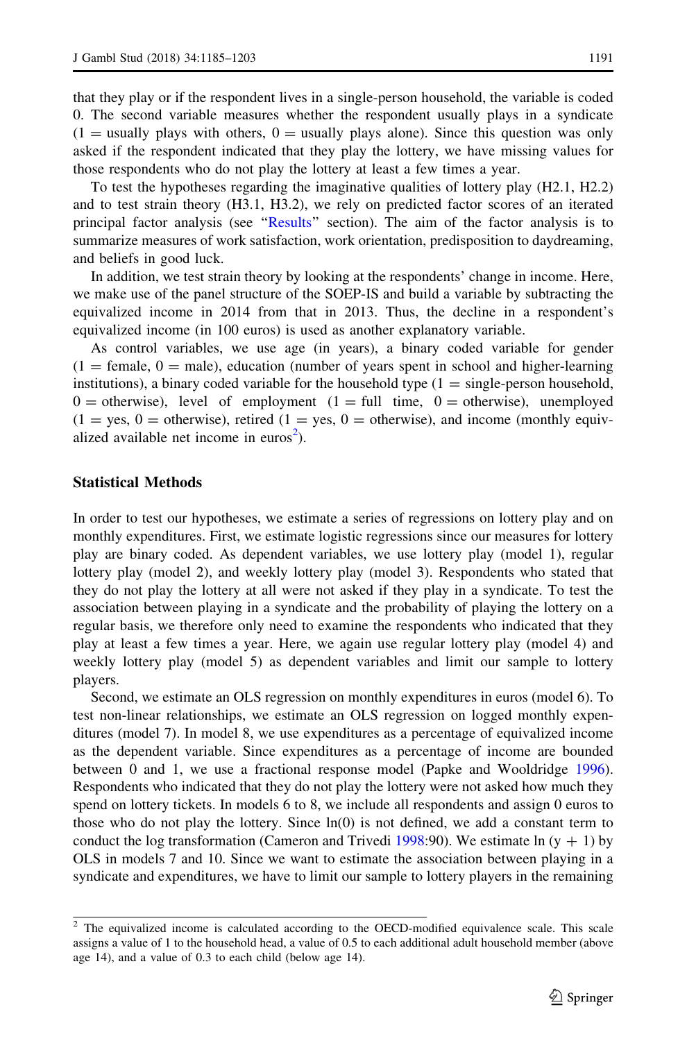that they play or if the respondent lives in a single-person household, the variable is coded 0. The second variable measures whether the respondent usually plays in a syndicate (1 = usually plays with others, 0 = usually plays alone). Since this question was only asked if the respondent indicated that they play the lottery, we have missing values for those respondents who do not play the lottery at least a few times a year.

To test the hypotheses regarding the imaginative qualities of lottery play (H2.1, H2.2) and to test strain theory (H3.1, H3.2), we rely on predicted factor scores of an iterated principal factor analysis (see "Results" section). The aim of the factor analysis is to summarize measures of work satisfaction, work orientation, predisposition to daydreaming, and beliefs in good luck.

In addition, we test strain theory by looking at the respondents' change in income. Here, we make use of the panel structure of the SOEP-IS and build a variable by subtracting the equivalized income in 2014 from that in 2013. Thus, the decline in a respondent's equivalized income (in 100 euros) is used as another explanatory variable.

As control variables, we use age (in years), a binary coded variable for gender (1 = female, 0 = male), education (number of years spent in school and higher-learning institutions), a binary coded variable for the household type (1 = single-person household, 0 = otherwise), level of employment (1 = full time, 0 = otherwise), unemployed (1 = yes, 0 = otherwise), retired (1 = yes, 0 = otherwise), and income (monthly equivalized available net income in euros[2]).

## Statistical Methods

In order to test our hypotheses, we estimate a series of regressions on lottery play and on monthly expenditures. First, we estimate logistic regressions since our measures for lottery play are binary coded. As dependent variables, we use lottery play (model 1), regular lottery play (model 2), and weekly lottery play (model 3). Respondents who stated that they do not play the lottery at all were not asked if they play in a syndicate. To test the association between playing in a syndicate and the probability of playing the lottery on a regular basis, we therefore only need to examine the respondents who indicated that they play at least a few times a year. Here, we again use regular lottery play (model 4) and weekly lottery play (model 5) as dependent variables and limit our sample to lottery players.

Second, we estimate an OLS regression on monthly expenditures in euros (model 6). To test non-linear relationships, we estimate an OLS regression on logged monthly expenditures (model 7). In model 8, we use expenditures as a percentage of equivalized income as the dependent variable. Since expenditures as a percentage of income are bounded between 0 and 1, we use a fractional response model (Papke and Wooldridge 1996). Respondents who indicated that they do not play the lottery were not asked how much they spend on lottery tickets. In models 6 to 8, we include all respondents and assign 0 euros to those who do not play the lottery. Since ln(0) is not defined, we add a constant term to conduct the log transformation (Cameron and Trivedi 1998:90). We estimate $\ln(y + 1)$ by OLS in models 7 and 10. Since we want to estimate the association between playing in a syndicate and expenditures, we have to limit our sample to lottery players in the remaining

[2] The equivalized income is calculated according to the OECD-modified equivalence scale. This scale assigns a value of 1 to the household head, a value of 0.5 to each additional adult household member (above age 14), and a value of 0.3 to each child (below age 14).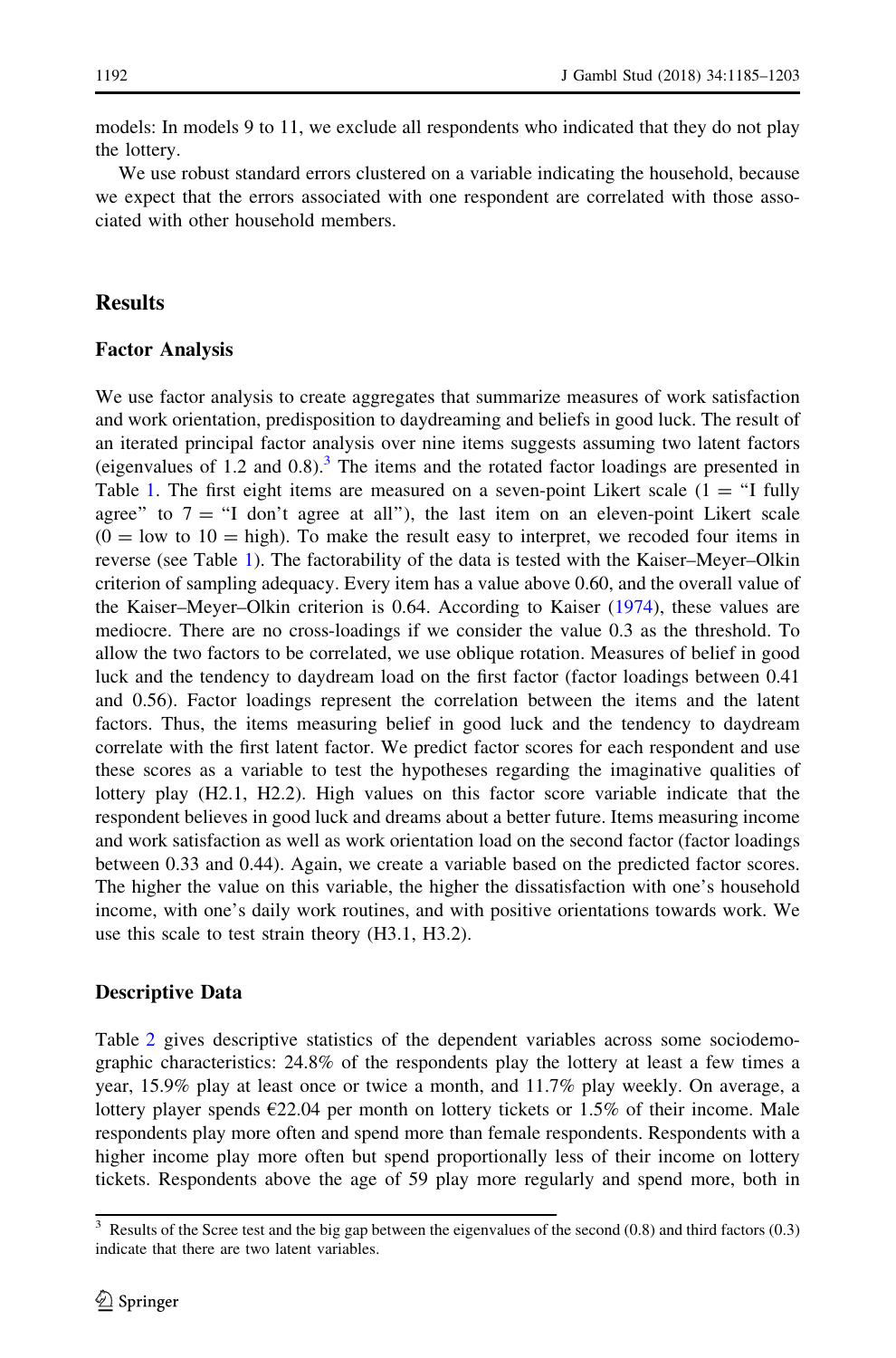models: In models 9 to 11, we exclude all respondents who indicated that they do not play the lottery.

We use robust standard errors clustered on a variable indicating the household, because we expect that the errors associated with one respondent are correlated with those associated with other household members.

## Results

### Factor Analysis

We use factor analysis to create aggregates that summarize measures of work satisfaction and work orientation, predisposition to daydreaming and beliefs in good luck. The result of an iterated principal factor analysis over nine items suggests assuming two latent factors (eigenvalues of 1.2 and 0.8).[3] The items and the rotated factor loadings are presented in Table 1. The first eight items are measured on a seven-point Likert scale (1 = "I fully agree" to 7 = "I don't agree at all"), the last item on an eleven-point Likert scale (0 = low to 10 = high). To make the result easy to interpret, we recoded four items in reverse (see Table 1). The factorability of the data is tested with the Kaiser–Meyer–Olkin criterion of sampling adequacy. Every item has a value above 0.60, and the overall value of the Kaiser–Meyer–Olkin criterion is 0.64. According to Kaiser (1974), these values are mediocre. There are no cross-loadings if we consider the value 0.3 as the threshold. To allow the two factors to be correlated, we use oblique rotation. Measures of belief in good luck and the tendency to daydream load on the first factor (factor loadings between 0.41 and 0.56). Factor loadings represent the correlation between the items and the latent factors. Thus, the items measuring belief in good luck and the tendency to daydream correlate with the first latent factor. We predict factor scores for each respondent and use these scores as a variable to test the hypotheses regarding the imaginative qualities of lottery play (H2.1, H2.2). High values on this factor score variable indicate that the respondent believes in good luck and dreams about a better future. Items measuring income and work satisfaction as well as work orientation load on the second factor (factor loadings between 0.33 and 0.44). Again, we create a variable based on the predicted factor scores. The higher the value on this variable, the higher the dissatisfaction with one's household income, with one's daily work routines, and with positive orientations towards work. We use this scale to test strain theory (H3.1, H3.2).

### Descriptive Data

Table 2 gives descriptive statistics of the dependent variables across some sociodemographic characteristics: 24.8% of the respondents play the lottery at least a few times a year, 15.9% play at least once or twice a month, and 11.7% play weekly. On average, a lottery player spends €22.04 per month on lottery tickets or 1.5% of their income. Male respondents play more often and spend more than female respondents. Respondents with a higher income play more often but spend proportionally less of their income on lottery tickets. Respondents above the age of 59 play more regularly and spend more, both in

[3] Results of the Scree test and the big gap between the eigenvalues of the second (0.8) and third factors (0.3) indicate that there are two latent variables.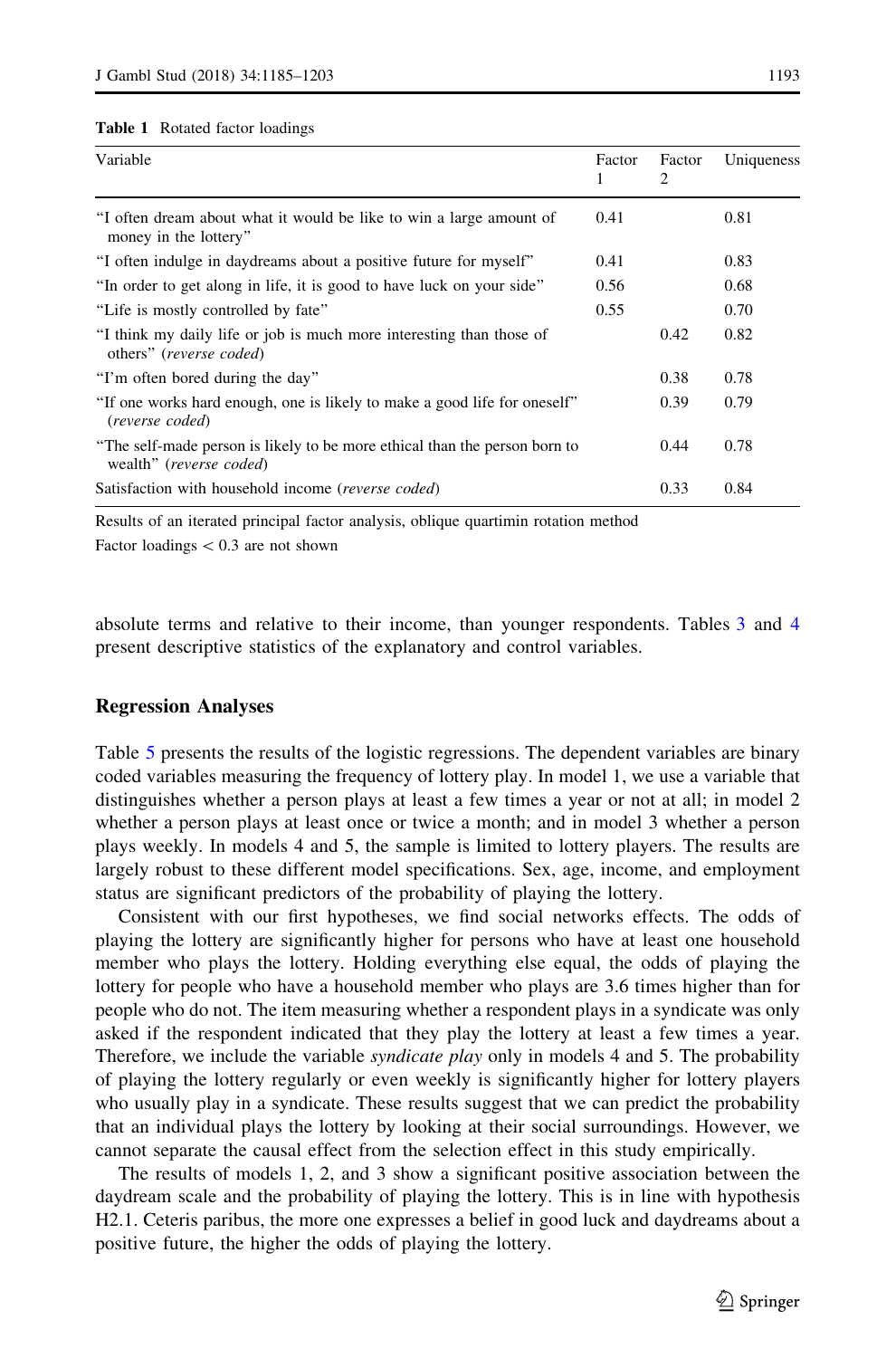**Table 1** Rotated factor loadings

| Variable | Factor 1 | Factor 2 | Uniqueness |
|---|---|---|---|
| "I often dream about what it would be like to win a large amount of money in the lottery" | 0.41 | | 0.81 |
| "I often indulge in daydreams about a positive future for myself" | 0.41 | | 0.83 |
| "In order to get along in life, it is good to have luck on your side" | 0.56 | | 0.68 |
| "Life is mostly controlled by fate" | 0.55 | | 0.70 |
| "I think my daily life or job is much more interesting than those of others" (*reverse coded*) | | 0.42 | 0.82 |
| "I'm often bored during the day" | | 0.38 | 0.78 |
| "If one works hard enough, one is likely to make a good life for oneself" (*reverse coded*) | | 0.39 | 0.79 |
| "The self-made person is likely to be more ethical than the person born to wealth" (*reverse coded*) | | 0.44 | 0.78 |
| Satisfaction with household income (*reverse coded*) | | 0.33 | 0.84 |

Results of an iterated principal factor analysis, oblique quartimin rotation method

Factor loadings < 0.3 are not shown

absolute terms and relative to their income, than younger respondents. Tables 3 and 4 present descriptive statistics of the explanatory and control variables.

## Regression Analyses

Table 5 presents the results of the logistic regressions. The dependent variables are binary coded variables measuring the frequency of lottery play. In model 1, we use a variable that distinguishes whether a person plays at least a few times a year or not at all; in model 2 whether a person plays at least once or twice a month; and in model 3 whether a person plays weekly. In models 4 and 5, the sample is limited to lottery players. The results are largely robust to these different model specifications. Sex, age, income, and employment status are significant predictors of the probability of playing the lottery.

Consistent with our first hypotheses, we find social networks effects. The odds of playing the lottery are significantly higher for persons who have at least one household member who plays the lottery. Holding everything else equal, the odds of playing the lottery for people who have a household member who plays are 3.6 times higher than for people who do not. The item measuring whether a respondent plays in a syndicate was only asked if the respondent indicated that they play the lottery at least a few times a year. Therefore, we include the variable *syndicate play* only in models 4 and 5. The probability of playing the lottery regularly or even weekly is significantly higher for lottery players who usually play in a syndicate. These results suggest that we can predict the probability that an individual plays the lottery by looking at their social surroundings. However, we cannot separate the causal effect from the selection effect in this study empirically.

The results of models 1, 2, and 3 show a significant positive association between the daydream scale and the probability of playing the lottery. This is in line with hypothesis H2.1. Ceteris paribus, the more one expresses a belief in good luck and daydreams about a positive future, the higher the odds of playing the lottery.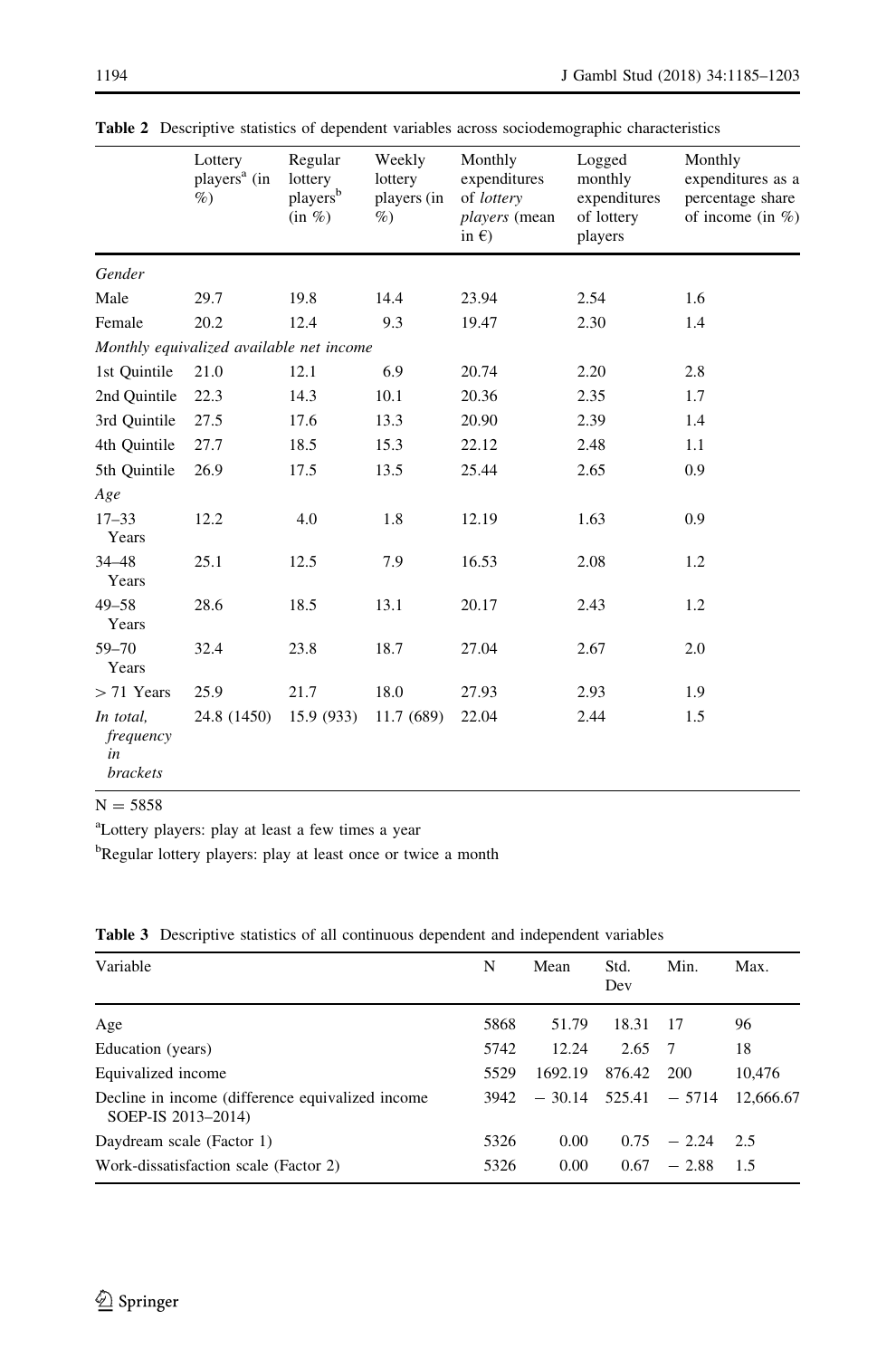**Table 2** Descriptive statistics of dependent variables across sociodemographic characteristics

| | Lottery players[a] (in %) | Regular lottery players[b] (in %) | Weekly lottery players (in %) | Monthly expenditures of *lottery players* (mean in €) | Logged monthly expenditures of lottery players | Monthly expenditures as a percentage share of income (in %) |
|---|---|---|---|---|---|---|
| *Gender* | | | | | | |
| Male | 29.7 | 19.8 | 14.4 | 23.94 | 2.54 | 1.6 |
| Female | 20.2 | 12.4 | 9.3 | 19.47 | 2.30 | 1.4 |
| *Monthly equivalized available net income* | | | | | | |
| 1st Quintile | 21.0 | 12.1 | 6.9 | 20.74 | 2.20 | 2.8 |
| 2nd Quintile | 22.3 | 14.3 | 10.1 | 20.36 | 2.35 | 1.7 |
| 3rd Quintile | 27.5 | 17.6 | 13.3 | 20.90 | 2.39 | 1.4 |
| 4th Quintile | 27.7 | 18.5 | 15.3 | 22.12 | 2.48 | 1.1 |
| 5th Quintile | 26.9 | 17.5 | 13.5 | 25.44 | 2.65 | 0.9 |
| *Age* | | | | | | |
| 17–33 Years | 12.2 | 4.0 | 1.8 | 12.19 | 1.63 | 0.9 |
| 34–48 Years | 25.1 | 12.5 | 7.9 | 16.53 | 2.08 | 1.2 |
| 49–58 Years | 28.6 | 18.5 | 13.1 | 20.17 | 2.43 | 1.2 |
| 59–70 Years | 32.4 | 23.8 | 18.7 | 27.04 | 2.67 | 2.0 |
| > 71 Years | 25.9 | 21.7 | 18.0 | 27.93 | 2.93 | 1.9 |
| *In total, frequency in brackets* | 24.8 (1450) | 15.9 (933) | 11.7 (689) | 22.04 | 2.44 | 1.5 |

N = 5858

[a]Lottery players: play at least a few times a year

[b]Regular lottery players: play at least once or twice a month

**Table 3** Descriptive statistics of all continuous dependent and independent variables

| Variable | N | Mean | Std. Dev | Min. | Max. |
|---|---|---|---|---|---|
| Age | 5868 | 51.79 | 18.31 | 17 | 96 |
| Education (years) | 5742 | 12.24 | 2.65 | 7 | 18 |
| Equivalized income | 5529 | 1692.19 | 876.42 | 200 | 10,476 |
| Decline in income (difference equivalized income SOEP-IS 2013–2014) | 3942 | − 30.14 | 525.41 | − 5714 | 12,666.67 |
| Daydream scale (Factor 1) | 5326 | 0.00 | 0.75 | − 2.24 | 2.5 |
| Work-dissatisfaction scale (Factor 2) | 5326 | 0.00 | 0.67 | − 2.88 | 1.5 |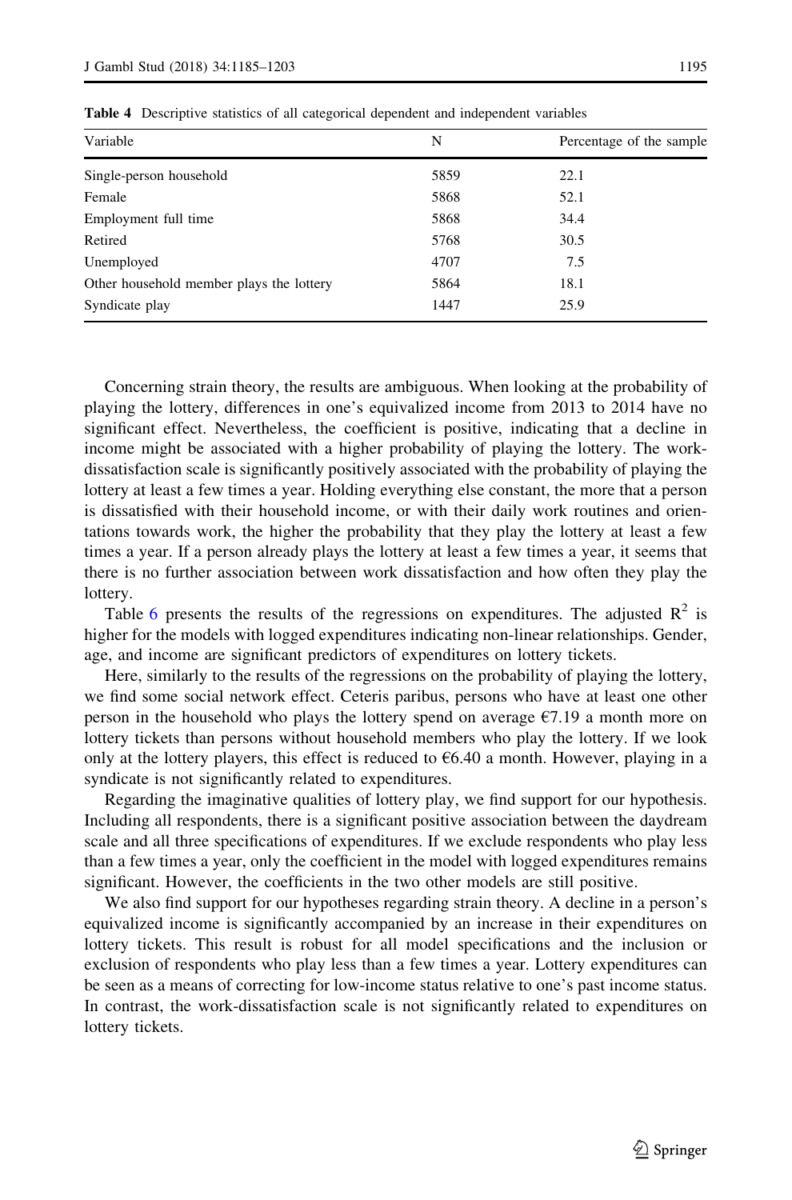**Table 4** Descriptive statistics of all categorical dependent and independent variables

| Variable | N | Percentage of the sample |
|---|---|---|
| Single-person household | 5859 | 22.1 |
| Female | 5868 | 52.1 |
| Employment full time | 5868 | 34.4 |
| Retired | 5768 | 30.5 |
| Unemployed | 4707 | 7.5 |
| Other household member plays the lottery | 5864 | 18.1 |
| Syndicate play | 1447 | 25.9 |

Concerning strain theory, the results are ambiguous. When looking at the probability of playing the lottery, differences in one's equivalized income from 2013 to 2014 have no significant effect. Nevertheless, the coefficient is positive, indicating that a decline in income might be associated with a higher probability of playing the lottery. The work-dissatisfaction scale is significantly positively associated with the probability of playing the lottery at least a few times a year. Holding everything else constant, the more that a person is dissatisfied with their household income, or with their daily work routines and orientations towards work, the higher the probability that they play the lottery at least a few times a year. If a person already plays the lottery at least a few times a year, it seems that there is no further association between work dissatisfaction and how often they play the lottery.

Table 6 presents the results of the regressions on expenditures. The adjusted $R^2$ is higher for the models with logged expenditures indicating non-linear relationships. Gender, age, and income are significant predictors of expenditures on lottery tickets.

Here, similarly to the results of the regressions on the probability of playing the lottery, we find some social network effect. Ceteris paribus, persons who have at least one other person in the household who plays the lottery spend on average €7.19 a month more on lottery tickets than persons without household members who play the lottery. If we look only at the lottery players, this effect is reduced to €6.40 a month. However, playing in a syndicate is not significantly related to expenditures.

Regarding the imaginative qualities of lottery play, we find support for our hypothesis. Including all respondents, there is a significant positive association between the daydream scale and all three specifications of expenditures. If we exclude respondents who play less than a few times a year, only the coefficient in the model with logged expenditures remains significant. However, the coefficients in the two other models are still positive.

We also find support for our hypotheses regarding strain theory. A decline in a person's equivalized income is significantly accompanied by an increase in their expenditures on lottery tickets. This result is robust for all model specifications and the inclusion or exclusion of respondents who play less than a few times a year. Lottery expenditures can be seen as a means of correcting for low-income status relative to one's past income status. In contrast, the work-dissatisfaction scale is not significantly related to expenditures on lottery tickets.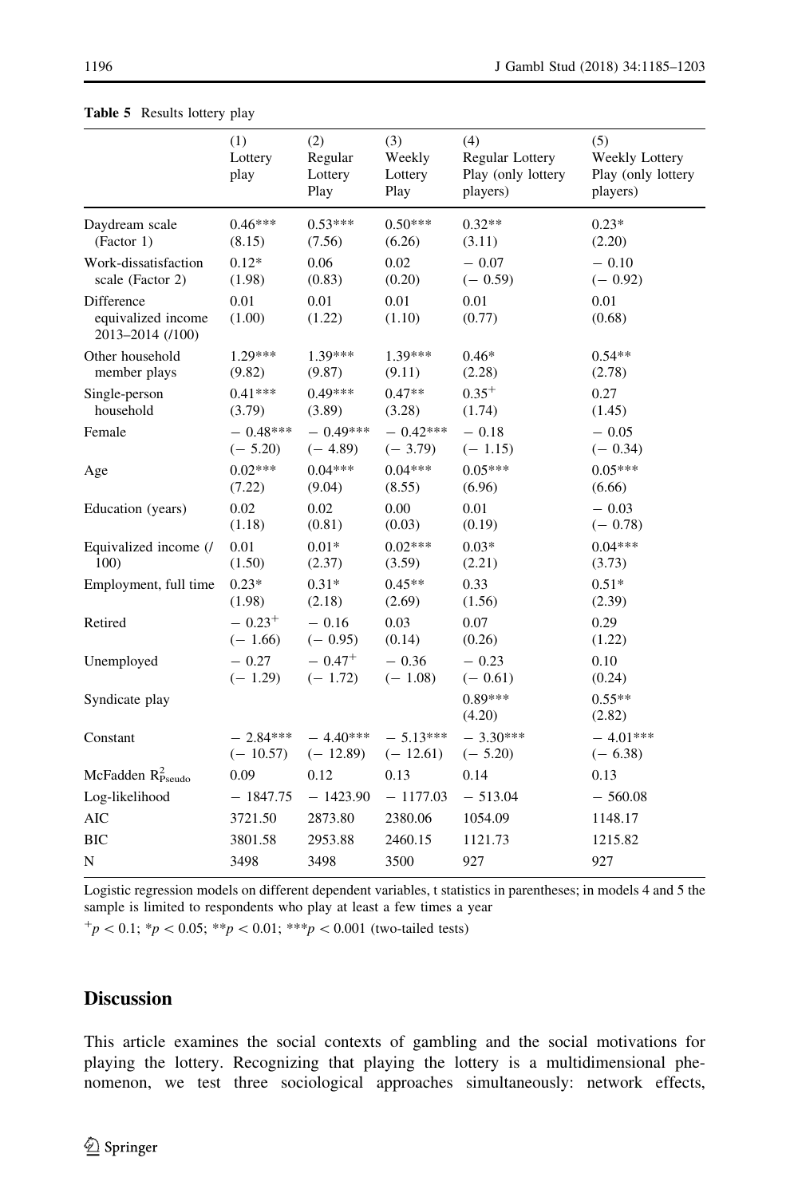**Table 5** Results lottery play

| | (1) Lottery play | (2) Regular Lottery Play | (3) Weekly Lottery Play | (4) Regular Lottery Play (only lottery players) | (5) Weekly Lottery Play (only lottery players) |
|---|---|---|---|---|---|
| Daydream scale (Factor 1) | 0.46*** (8.15) | 0.53*** (7.56) | 0.50*** (6.26) | 0.32** (3.11) | 0.23* (2.20) |
| Work-dissatisfaction scale (Factor 2) | 0.12* (1.98) | 0.06 (0.83) | 0.02 (0.20) | − 0.07 (− 0.59) | − 0.10 (− 0.92) |
| Difference equivalized income 2013–2014 (/100) | 0.01 (1.00) | 0.01 (1.22) | 0.01 (1.10) | 0.01 (0.77) | 0.01 (0.68) |
| Other household member plays | 1.29*** (9.82) | 1.39*** (9.87) | 1.39*** (9.11) | 0.46* (2.28) | 0.54** (2.78) |
| Single-person household | 0.41*** (3.79) | 0.49*** (3.89) | 0.47** (3.28) | $0.35^{+}$ (1.74) | 0.27 (1.45) |
| Female | − 0.48*** (− 5.20) | − 0.49*** (− 4.89) | − 0.42*** (− 3.79) | − 0.18 (− 1.15) | − 0.05 (− 0.34) |
| Age | 0.02*** (7.22) | 0.04*** (9.04) | 0.04*** (8.55) | 0.05*** (6.96) | 0.05*** (6.66) |
| Education (years) | 0.02 (1.18) | 0.02 (0.81) | 0.00 (0.03) | 0.01 (0.19) | − 0.03 (− 0.78) |
| Equivalized income (/100) | 0.01 (1.50) | 0.01* (2.37) | 0.02*** (3.59) | 0.03* (2.21) | 0.04*** (3.73) |
| Employment, full time | 0.23* (1.98) | 0.31* (2.18) | 0.45** (2.69) | 0.33 (1.56) | 0.51* (2.39) |
| Retired | $-0.23^{+}$ (− 1.66) | − 0.16 (− 0.95) | 0.03 (0.14) | 0.07 (0.26) | 0.29 (1.22) |
| Unemployed | − 0.27 (− 1.29) | $-0.47^{+}$ (− 1.72) | − 0.36 (− 1.08) | − 0.23 (− 0.61) | 0.10 (0.24) |
| Syndicate play | | | | 0.89*** (4.20) | 0.55** (2.82) |
| Constant | − 2.84*** (− 10.57) | − 4.40*** (− 12.89) | − 5.13*** (− 12.61) | − 3.30*** (− 5.20) | − 4.01*** (− 6.38) |
| McFadden $R^2_{Pseudo}$ | 0.09 | 0.12 | 0.13 | 0.14 | 0.13 |
| Log-likelihood | − 1847.75 | − 1423.90 | − 1177.03 | − 513.04 | − 560.08 |
| AIC | 3721.50 | 2873.80 | 2380.06 | 1054.09 | 1148.17 |
| BIC | 3801.58 | 2953.88 | 2460.15 | 1121.73 | 1215.82 |
| N | 3498 | 3498 | 3500 | 927 | 927 |

Logistic regression models on different dependent variables, t statistics in parentheses; in models 4 and 5 the sample is limited to respondents who play at least a few times a year

$^{+}p < 0.1$; $*p < 0.05$; $**p < 0.01$; $***p < 0.001$ (two-tailed tests)

## Discussion

This article examines the social contexts of gambling and the social motivations for playing the lottery. Recognizing that playing the lottery is a multidimensional phenomenon, we test three sociological approaches simultaneously: network effects,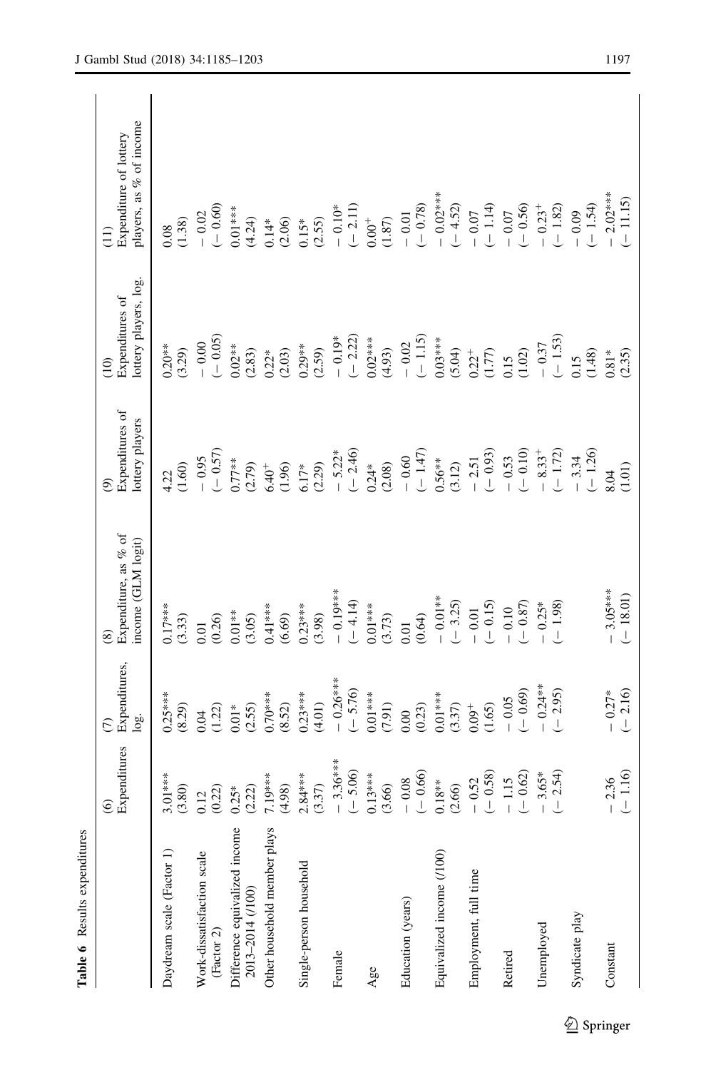**Table 6** Results expenditures

| | (6) Expenditures | (7) Expenditures, log. | (8) Expenditure, as % of income (GLM logit) | (9) Expenditures of lottery players | (10) Expenditures of lottery players, log. | (11) Expenditure of lottery players, as % of income |
|---|---|---|---|---|---|---|
| Daydream scale (Factor 1) | 3.01*** | 0.25*** | 0.17*** | 4.22 | 0.20** | 0.08 |
| | (3.80) | (8.29) | (3.33) | (1.60) | (3.29) | (1.38) |
| Work-dissatisfaction scale (Factor 2) | 0.12 | 0.04 | 0.01 | − 0.95 | − 0.00 | − 0.02 |
| | (0.22) | (1.22) | (0.26) | (− 0.57) | (− 0.05) | (− 0.60) |
| Difference equivalized income 2013–2014 (/100) | 0.25* | 0.01* | 0.01** | 0.77** | 0.02** | 0.01*** |
| | (2.22) | (2.55) | (3.05) | (2.79) | (2.83) | (4.24) |
| Other household member plays | 7.19*** | 0.70*** | 0.41*** | 6.40$^{+}$ | 0.22* | 0.14* |
| | (4.98) | (8.52) | (6.69) | (1.96) | (2.03) | (2.06) |
| Single-person household | 2.84*** | 0.23*** | 0.23*** | 6.17* | 0.29** | 0.15* |
| | (3.37) | (4.01) | (3.98) | (2.29) | (2.59) | (2.55) |
| Female | − 3.36*** | − 0.26*** | − 0.19*** | − 5.22* | − 0.19* | − 0.10* |
| | (− 5.06) | (− 5.76) | (− 4.14) | (− 2.46) | (− 2.22) | (− 2.11) |
| Age | 0.13*** | 0.01*** | 0.01*** | 0.24* | 0.02*** | 0.00$^{+}$ |
| | (3.66) | (7.91) | (3.73) | (2.08) | (4.93) | (1.87) |
| Education (years) | − 0.08 | 0.00 | 0.01 | − 0.60 | − 0.02 | − 0.01 |
| | (− 0.66) | (0.23) | (0.64) | (− 1.47) | (− 1.15) | (− 0.78) |
| Equivalized income (/100) | 0.18** | 0.01*** | − 0.01** | 0.56** | 0.03*** | − 0.02*** |
| | (2.66) | (3.37) | (− 3.25) | (3.12) | (5.04) | (− 4.52) |
| Employment, full time | − 0.52 | 0.09$^{+}$ | − 0.01 | − 2.51 | 0.22$^{+}$ | − 0.07 |
| | (− 0.58) | (1.65) | (− 0.15) | (− 0.93) | (1.77) | (− 1.14) |
| Retired | − 1.15 | − 0.05 | − 0.10 | − 0.53 | 0.15 | − 0.07 |
| | (− 0.62) | (− 0.69) | (− 0.87) | (− 0.10) | (1.02) | (− 0.56) |
| Unemployed | − 3.65* | − 0.24** | − 0.25* | − 8.33$^{+}$ | − 0.37 | − 0.23$^{+}$ |
| | (− 2.54) | (− 2.95) | (− 1.98) | (− 1.72) | (− 1.53) | (− 1.82) |
| Syndicate play | | | | − 3.34 | 0.15 | − 0.09 |
| | | | | (− 1.26) | (1.48) | (− 1.54) |
| Constant | − 2.36 | − 0.27* | − 3.05*** | 8.04 | 0.81* | − 2.02*** |
| | (− 1.16) | (− 2.16) | (− 18.01) | (1.01) | (2.35) | (− 11.15) |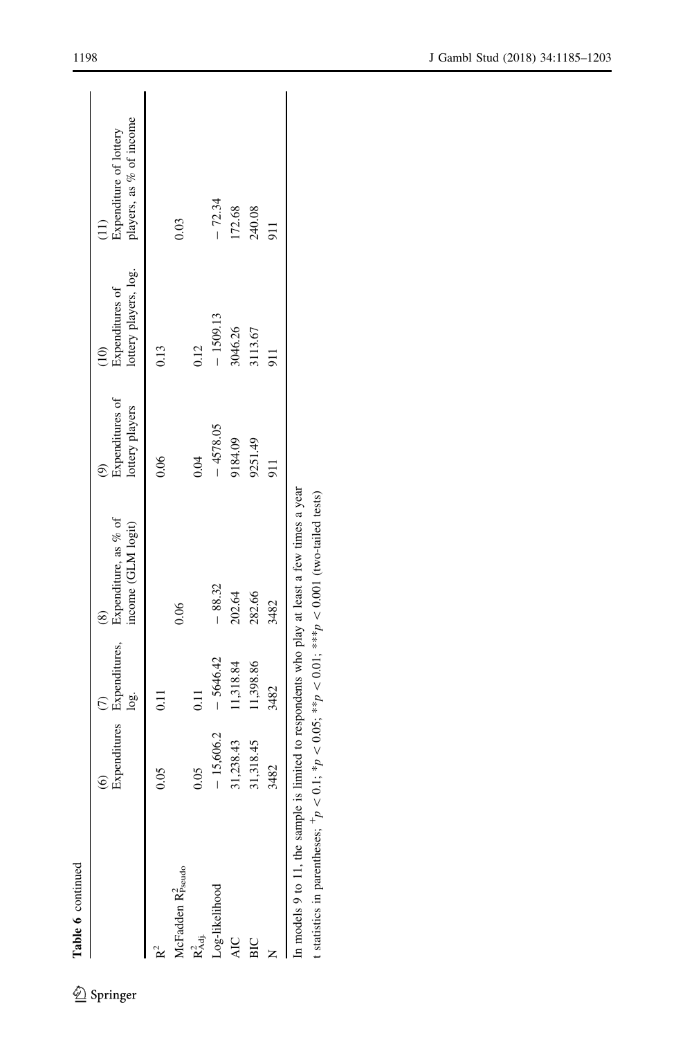**Table 6** continued

| | (6) Expenditures | (7) Expenditures, log. | (8) Expenditure, as % of income (GLM logit) | (9) Expenditures of lottery players | (10) Expenditures of lottery players, log. | (11) Expenditure of lottery players, as % of income |
|---|---|---|---|---|---|---|
| $R^2$ | 0.05 | 0.11 | | 0.06 | 0.13 | |
| McFadden $R^2_{Pseudo}$ | | | 0.06 | | | 0.03 |
| $R^2_{Adj.}$ | 0.05 | 0.11 | | 0.04 | 0.12 | |
| Log-likelihood | − 15,606.2 | − 5646.42 | − 88.32 | − 4578.05 | − 1509.13 | − 72.34 |
| AIC | 31,238.43 | 11,318.84 | 202.64 | 9184.09 | 3046.26 | 172.68 |
| BIC | 31,318.45 | 11,398.86 | 282.66 | 9251.49 | 3113.67 | 240.08 |
| N | 3482 | 3482 | 3482 | 911 | 911 | 911 |

In models 9 to 11, the sample is limited to respondents who play at least a few times a year

t statistics in parentheses; $^{+}p < 0.1$; $^{*}p < 0.05$; $^{**}p < 0.01$; $^{***}p < 0.001$ (two-tailed tests)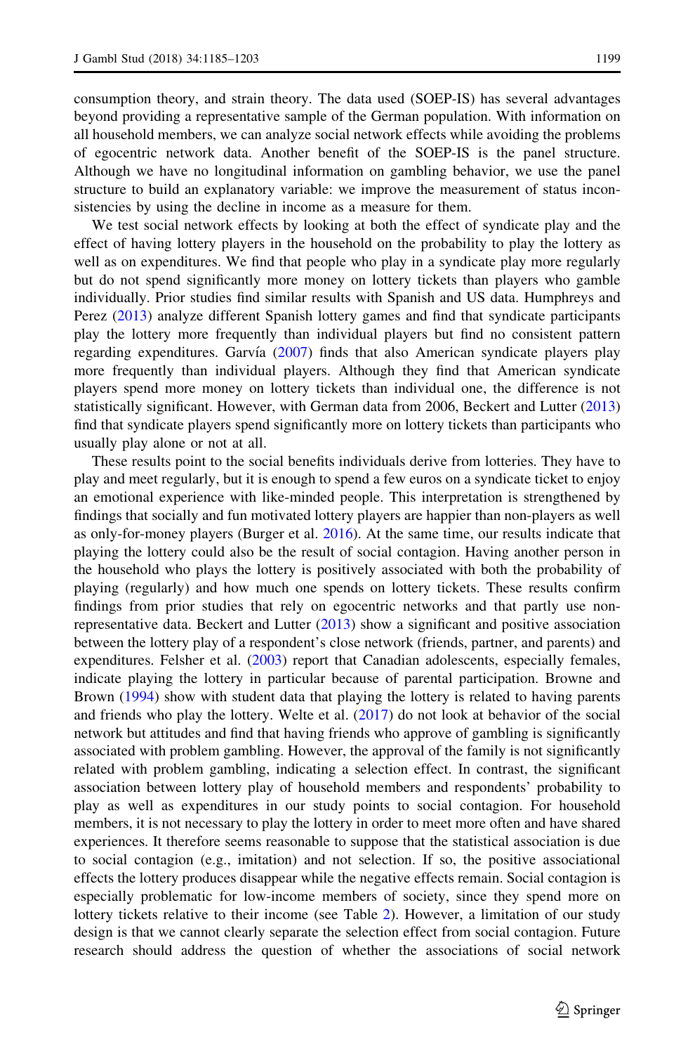consumption theory, and strain theory. The data used (SOEP-IS) has several advantages beyond providing a representative sample of the German population. With information on all household members, we can analyze social network effects while avoiding the problems of egocentric network data. Another benefit of the SOEP-IS is the panel structure. Although we have no longitudinal information on gambling behavior, we use the panel structure to build an explanatory variable: we improve the measurement of status inconsistencies by using the decline in income as a measure for them.

We test social network effects by looking at both the effect of syndicate play and the effect of having lottery players in the household on the probability to play the lottery as well as on expenditures. We find that people who play in a syndicate play more regularly but do not spend significantly more money on lottery tickets than players who gamble individually. Prior studies find similar results with Spanish and US data. Humphreys and Perez (2013) analyze different Spanish lottery games and find that syndicate participants play the lottery more frequently than individual players but find no consistent pattern regarding expenditures. Garvía (2007) finds that also American syndicate players play more frequently than individual players. Although they find that American syndicate players spend more money on lottery tickets than individual one, the difference is not statistically significant. However, with German data from 2006, Beckert and Lutter (2013) find that syndicate players spend significantly more on lottery tickets than participants who usually play alone or not at all.

These results point to the social benefits individuals derive from lotteries. They have to play and meet regularly, but it is enough to spend a few euros on a syndicate ticket to enjoy an emotional experience with like-minded people. This interpretation is strengthened by findings that socially and fun motivated lottery players are happier than non-players as well as only-for-money players (Burger et al. 2016). At the same time, our results indicate that playing the lottery could also be the result of social contagion. Having another person in the household who plays the lottery is positively associated with both the probability of playing (regularly) and how much one spends on lottery tickets. These results confirm findings from prior studies that rely on egocentric networks and that partly use non-representative data. Beckert and Lutter (2013) show a significant and positive association between the lottery play of a respondent's close network (friends, partner, and parents) and expenditures. Felsher et al. (2003) report that Canadian adolescents, especially females, indicate playing the lottery in particular because of parental participation. Browne and Brown (1994) show with student data that playing the lottery is related to having parents and friends who play the lottery. Welte et al. (2017) do not look at behavior of the social network but attitudes and find that having friends who approve of gambling is significantly associated with problem gambling. However, the approval of the family is not significantly related with problem gambling, indicating a selection effect. In contrast, the significant association between lottery play of household members and respondents' probability to play as well as expenditures in our study points to social contagion. For household members, it is not necessary to play the lottery in order to meet more often and have shared experiences. It therefore seems reasonable to suppose that the statistical association is due to social contagion (e.g., imitation) and not selection. If so, the positive associational effects the lottery produces disappear while the negative effects remain. Social contagion is especially problematic for low-income members of society, since they spend more on lottery tickets relative to their income (see Table 2). However, a limitation of our study design is that we cannot clearly separate the selection effect from social contagion. Future research should address the question of whether the associations of social network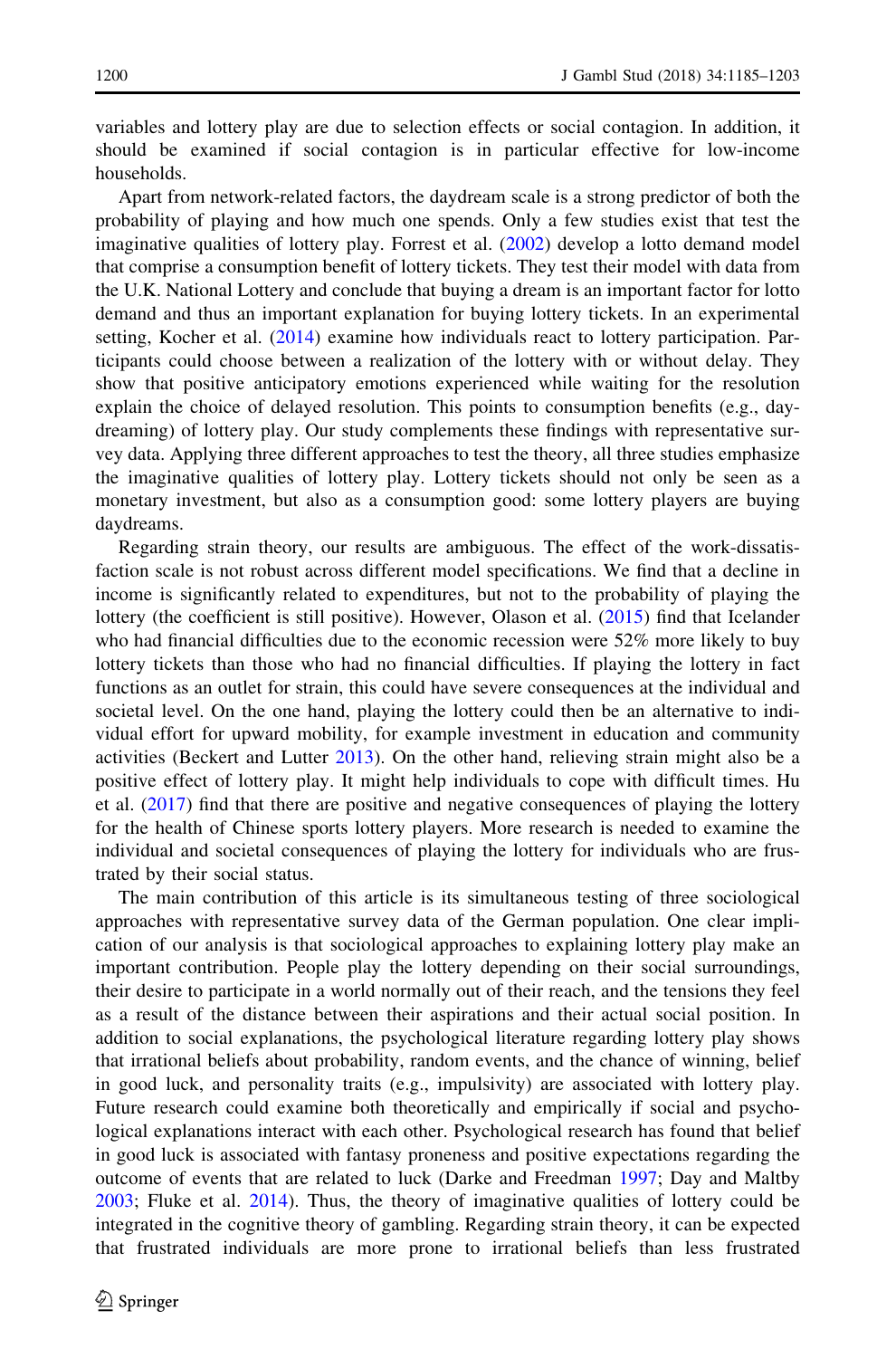variables and lottery play are due to selection effects or social contagion. In addition, it should be examined if social contagion is in particular effective for low-income households.

Apart from network-related factors, the daydream scale is a strong predictor of both the probability of playing and how much one spends. Only a few studies exist that test the imaginative qualities of lottery play. Forrest et al. (2002) develop a lotto demand model that comprise a consumption benefit of lottery tickets. They test their model with data from the U.K. National Lottery and conclude that buying a dream is an important factor for lotto demand and thus an important explanation for buying lottery tickets. In an experimental setting, Kocher et al. (2014) examine how individuals react to lottery participation. Participants could choose between a realization of the lottery with or without delay. They show that positive anticipatory emotions experienced while waiting for the resolution explain the choice of delayed resolution. This points to consumption benefits (e.g., daydreaming) of lottery play. Our study complements these findings with representative survey data. Applying three different approaches to test the theory, all three studies emphasize the imaginative qualities of lottery play. Lottery tickets should not only be seen as a monetary investment, but also as a consumption good: some lottery players are buying daydreams.

Regarding strain theory, our results are ambiguous. The effect of the work-dissatisfaction scale is not robust across different model specifications. We find that a decline in income is significantly related to expenditures, but not to the probability of playing the lottery (the coefficient is still positive). However, Olason et al. (2015) find that Icelander who had financial difficulties due to the economic recession were 52% more likely to buy lottery tickets than those who had no financial difficulties. If playing the lottery in fact functions as an outlet for strain, this could have severe consequences at the individual and societal level. On the one hand, playing the lottery could then be an alternative to individual effort for upward mobility, for example investment in education and community activities (Beckert and Lutter 2013). On the other hand, relieving strain might also be a positive effect of lottery play. It might help individuals to cope with difficult times. Hu et al. (2017) find that there are positive and negative consequences of playing the lottery for the health of Chinese sports lottery players. More research is needed to examine the individual and societal consequences of playing the lottery for individuals who are frustrated by their social status.

The main contribution of this article is its simultaneous testing of three sociological approaches with representative survey data of the German population. One clear implication of our analysis is that sociological approaches to explaining lottery play make an important contribution. People play the lottery depending on their social surroundings, their desire to participate in a world normally out of their reach, and the tensions they feel as a result of the distance between their aspirations and their actual social position. In addition to social explanations, the psychological literature regarding lottery play shows that irrational beliefs about probability, random events, and the chance of winning, belief in good luck, and personality traits (e.g., impulsivity) are associated with lottery play. Future research could examine both theoretically and empirically if social and psychological explanations interact with each other. Psychological research has found that belief in good luck is associated with fantasy proneness and positive expectations regarding the outcome of events that are related to luck (Darke and Freedman 1997; Day and Maltby 2003; Fluke et al. 2014). Thus, the theory of imaginative qualities of lottery could be integrated in the cognitive theory of gambling. Regarding strain theory, it can be expected that frustrated individuals are more prone to irrational beliefs than less frustrated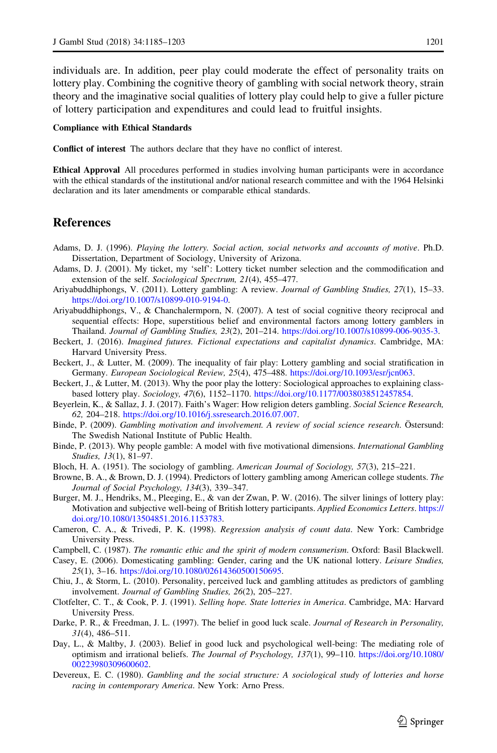individuals are. In addition, peer play could moderate the effect of personality traits on lottery play. Combining the cognitive theory of gambling with social network theory, strain theory and the imaginative social qualities of lottery play could help to give a fuller picture of lottery participation and expenditures and could lead to fruitful insights.

**Compliance with Ethical Standards**

**Conflict of interest** The authors declare that they have no conflict of interest.

**Ethical Approval** All procedures performed in studies involving human participants were in accordance with the ethical standards of the institutional and/or national research committee and with the 1964 Helsinki declaration and its later amendments or comparable ethical standards.

## References

Adams, D. J. (1996). *Playing the lottery. Social action, social networks and accounts of motive*. Ph.D. Dissertation, Department of Sociology, University of Arizona.

Adams, D. J. (2001). My ticket, my 'self': Lottery ticket number selection and the commodification and extension of the self. *Sociological Spectrum, 21*(4), 455–477.

Ariyabuddhiphongs, V. (2011). Lottery gambling: A review. *Journal of Gambling Studies, 27*(1), 15–33. https://doi.org/10.1007/s10899-010-9194-0.

Ariyabuddhiphongs, V., & Chanchalermporn, N. (2007). A test of social cognitive theory reciprocal and sequential effects: Hope, superstitious belief and environmental factors among lottery gamblers in Thailand. *Journal of Gambling Studies, 23*(2), 201–214. https://doi.org/10.1007/s10899-006-9035-3.

Beckert, J. (2016). *Imagined futures. Fictional expectations and capitalist dynamics*. Cambridge, MA: Harvard University Press.

Beckert, J., & Lutter, M. (2009). The inequality of fair play: Lottery gambling and social stratification in Germany. *European Sociological Review, 25*(4), 475–488. https://doi.org/10.1093/esr/jcn063.

Beckert, J., & Lutter, M. (2013). Why the poor play the lottery: Sociological approaches to explaining class-based lottery play. *Sociology, 47*(6), 1152–1170. https://doi.org/10.1177/0038038512457854.

Beyerlein, K., & Sallaz, J. J. (2017). Faith's Wager: How religion deters gambling. *Social Science Research, 62*, 204–218. https://doi.org/10.1016/j.ssresearch.2016.07.007.

Binde, P. (2009). *Gambling motivation and involvement. A review of social science research*. Östersund: The Swedish National Institute of Public Health.

Binde, P. (2013). Why people gamble: A model with five motivational dimensions. *International Gambling Studies, 13*(1), 81–97.

Bloch, H. A. (1951). The sociology of gambling. *American Journal of Sociology, 57*(3), 215–221.

Browne, B. A., & Brown, D. J. (1994). Predictors of lottery gambling among American college students. *The Journal of Social Psychology, 134*(3), 339–347.

Burger, M. J., Hendriks, M., Pleeging, E., & van der Zwan, P. W. (2016). The silver linings of lottery play: Motivation and subjective well-being of British lottery participants. *Applied Economics Letters*. https://doi.org/10.1080/13504851.2016.1153783.

Cameron, C. A., & Trivedi, P. K. (1998). *Regression analysis of count data*. New York: Cambridge University Press.

Campbell, C. (1987). *The romantic ethic and the spirit of modern consumerism*. Oxford: Basil Blackwell.

Casey, E. (2006). Domesticating gambling: Gender, caring and the UK national lottery. *Leisure Studies, 25*(1), 3–16. https://doi.org/10.1080/02614360500150695.

Chiu, J., & Storm, L. (2010). Personality, perceived luck and gambling attitudes as predictors of gambling involvement. *Journal of Gambling Studies, 26*(2), 205–227.

Clotfelter, C. T., & Cook, P. J. (1991). *Selling hope. State lotteries in America*. Cambridge, MA: Harvard University Press.

Darke, P. R., & Freedman, J. L. (1997). The belief in good luck scale. *Journal of Research in Personality, 31*(4), 486–511.

Day, L., & Maltby, J. (2003). Belief in good luck and psychological well-being: The mediating role of optimism and irrational beliefs. *The Journal of Psychology, 137*(1), 99–110. https://doi.org/10.1080/00223980309600602.

Devereux, E. C. (1980). *Gambling and the social structure: A sociological study of lotteries and horse racing in contemporary America*. New York: Arno Press.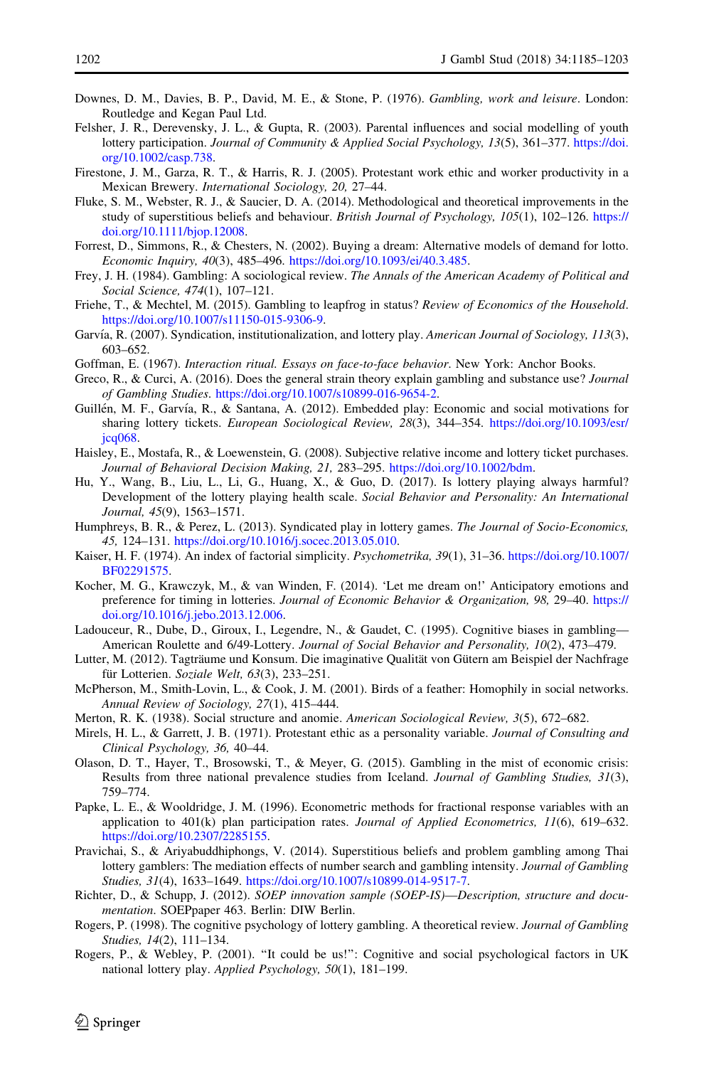Downes, D. M., Davies, B. P., David, M. E., & Stone, P. (1976). *Gambling, work and leisure*. London: Routledge and Kegan Paul Ltd.

Felsher, J. R., Derevensky, J. L., & Gupta, R. (2003). Parental influences and social modelling of youth lottery participation. *Journal of Community & Applied Social Psychology, 13*(5), 361–377. https://doi.org/10.1002/casp.738.

Firestone, J. M., Garza, R. T., & Harris, R. J. (2005). Protestant work ethic and worker productivity in a Mexican Brewery. *International Sociology, 20,* 27–44.

Fluke, S. M., Webster, R. J., & Saucier, D. A. (2014). Methodological and theoretical improvements in the study of superstitious beliefs and behaviour. *British Journal of Psychology, 105*(1), 102–126. https://doi.org/10.1111/bjop.12008.

Forrest, D., Simmons, R., & Chesters, N. (2002). Buying a dream: Alternative models of demand for lotto. *Economic Inquiry, 40*(3), 485–496. https://doi.org/10.1093/ei/40.3.485.

Frey, J. H. (1984). Gambling: A sociological review. *The Annals of the American Academy of Political and Social Science, 474*(1), 107–121.

Friehe, T., & Mechtel, M. (2015). Gambling to leapfrog in status? *Review of Economics of the Household*. https://doi.org/10.1007/s11150-015-9306-9.

Garvía, R. (2007). Syndication, institutionalization, and lottery play. *American Journal of Sociology, 113*(3), 603–652.

Goffman, E. (1967). *Interaction ritual. Essays on face-to-face behavior*. New York: Anchor Books.

Greco, R., & Curci, A. (2016). Does the general strain theory explain gambling and substance use? *Journal of Gambling Studies*. https://doi.org/10.1007/s10899-016-9654-2.

Guillén, M. F., Garvía, R., & Santana, A. (2012). Embedded play: Economic and social motivations for sharing lottery tickets. *European Sociological Review, 28*(3), 344–354. https://doi.org/10.1093/esr/jcq068.

Haisley, E., Mostafa, R., & Loewenstein, G. (2008). Subjective relative income and lottery ticket purchases. *Journal of Behavioral Decision Making, 21,* 283–295. https://doi.org/10.1002/bdm.

Hu, Y., Wang, B., Liu, L., Li, G., Huang, X., & Guo, D. (2017). Is lottery playing always harmful? Development of the lottery playing health scale. *Social Behavior and Personality: An International Journal, 45*(9), 1563–1571.

Humphreys, B. R., & Perez, L. (2013). Syndicated play in lottery games. *The Journal of Socio-Economics, 45,* 124–131. https://doi.org/10.1016/j.socec.2013.05.010.

Kaiser, H. F. (1974). An index of factorial simplicity. *Psychometrika, 39*(1), 31–36. https://doi.org/10.1007/BF02291575.

Kocher, M. G., Krawczyk, M., & van Winden, F. (2014). 'Let me dream on!' Anticipatory emotions and preference for timing in lotteries. *Journal of Economic Behavior & Organization, 98,* 29–40. https://doi.org/10.1016/j.jebo.2013.12.006.

Ladouceur, R., Dube, D., Giroux, I., Legendre, N., & Gaudet, C. (1995). Cognitive biases in gambling—American Roulette and 6/49-Lottery. *Journal of Social Behavior and Personality, 10*(2), 473–479.

Lutter, M. (2012). Tagträume und Konsum. Die imaginative Qualität von Gütern am Beispiel der Nachfrage für Lotterien. *Soziale Welt, 63*(3), 233–251.

McPherson, M., Smith-Lovin, L., & Cook, J. M. (2001). Birds of a feather: Homophily in social networks. *Annual Review of Sociology, 27*(1), 415–444.

Merton, R. K. (1938). Social structure and anomie. *American Sociological Review, 3*(5), 672–682.

Mirels, H. L., & Garrett, J. B. (1971). Protestant ethic as a personality variable. *Journal of Consulting and Clinical Psychology, 36,* 40–44.

Olason, D. T., Hayer, T., Brosowski, T., & Meyer, G. (2015). Gambling in the mist of economic crisis: Results from three national prevalence studies from Iceland. *Journal of Gambling Studies, 31*(3), 759–774.

Papke, L. E., & Wooldridge, J. M. (1996). Econometric methods for fractional response variables with an application to 401(k) plan participation rates. *Journal of Applied Econometrics, 11*(6), 619–632. https://doi.org/10.2307/2285155.

Pravichai, S., & Ariyabuddhiphongs, V. (2014). Superstitious beliefs and problem gambling among Thai lottery gamblers: The mediation effects of number search and gambling intensity. *Journal of Gambling Studies, 31*(4), 1633–1649. https://doi.org/10.1007/s10899-014-9517-7.

Richter, D., & Schupp, J. (2012). *SOEP innovation sample (SOEP-IS)—Description, structure and documentation*. SOEPpaper 463. Berlin: DIW Berlin.

Rogers, P. (1998). The cognitive psychology of lottery gambling. A theoretical review. *Journal of Gambling Studies, 14*(2), 111–134.

Rogers, P., & Webley, P. (2001). "It could be us!": Cognitive and social psychological factors in UK national lottery play. *Applied Psychology, 50*(1), 181–199.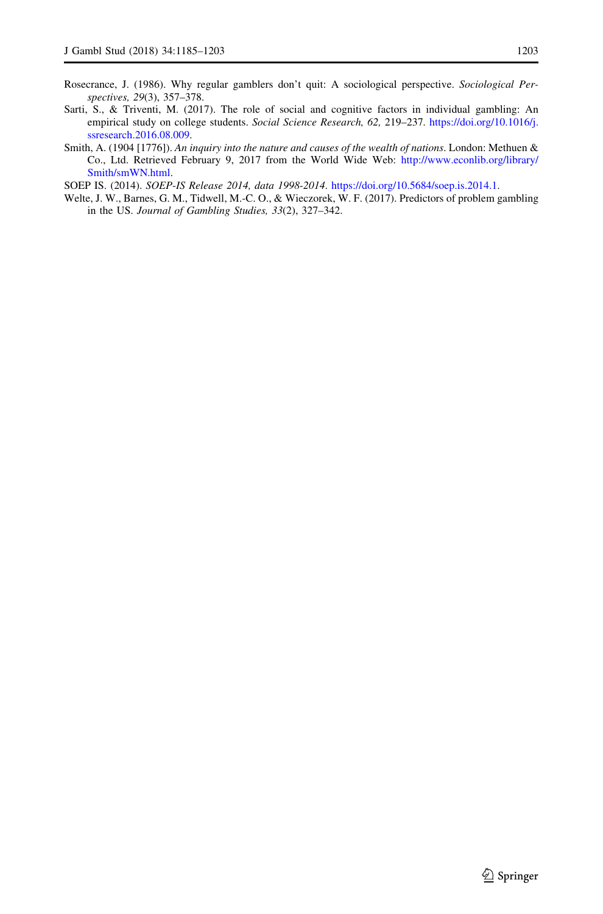Rosecrance, J. (1986). Why regular gamblers don't quit: A sociological perspective. *Sociological Perspectives, 29*(3), 357–378.

Sarti, S., & Triventi, M. (2017). The role of social and cognitive factors in individual gambling: An empirical study on college students. *Social Science Research, 62,* 219–237. https://doi.org/10.1016/j.ssresearch.2016.08.009.

Smith, A. (1904 [1776]). *An inquiry into the nature and causes of the wealth of nations*. London: Methuen & Co., Ltd. Retrieved February 9, 2017 from the World Wide Web: http://www.econlib.org/library/Smith/smWN.html.

SOEP IS. (2014). *SOEP-IS Release 2014, data 1998-2014*. https://doi.org/10.5684/soep.is.2014.1.

Welte, J. W., Barnes, G. M., Tidwell, M.-C. O., & Wieczorek, W. F. (2017). Predictors of problem gambling in the US. *Journal of Gambling Studies, 33*(2), 327–342.